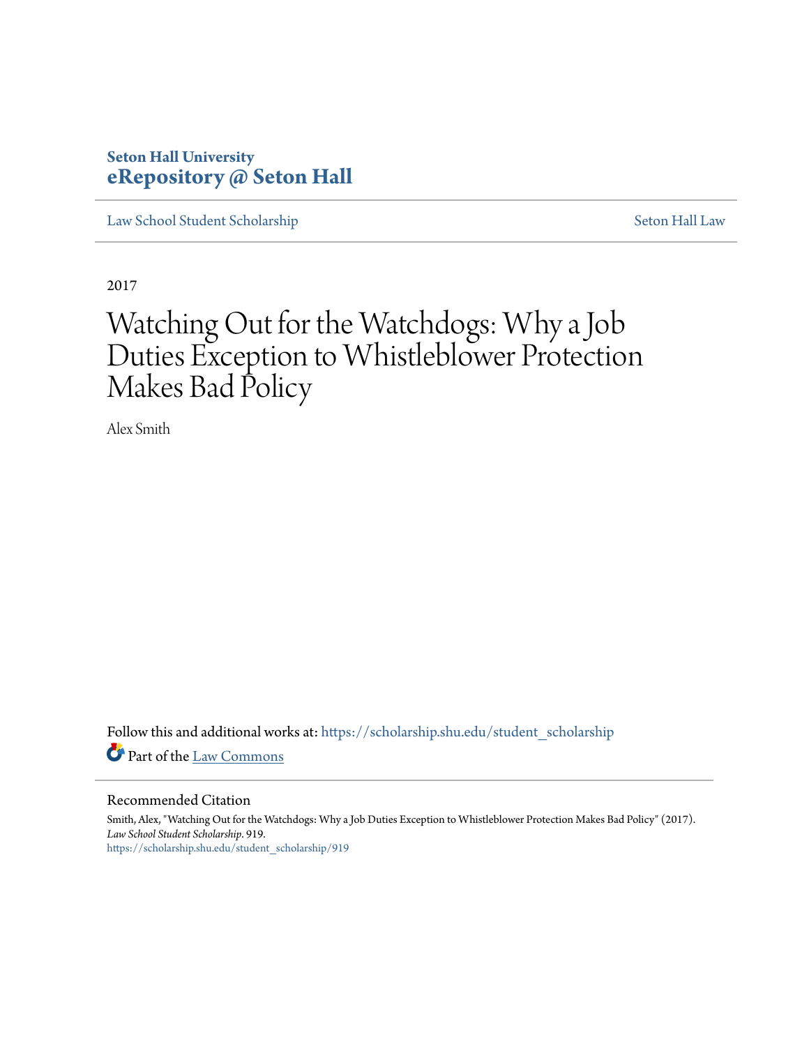**Seton Hall University**
**eRepository @ Seton Hall**

Law School Student Scholarship | Seton Hall Law

2017

# Watching Out for the Watchdogs: Why a Job Duties Exception to Whistleblower Protection Makes Bad Policy

Alex Smith

Follow this and additional works at: https://scholarship.shu.edu/student_scholarship

Part of the Law Commons

## Recommended Citation

Smith, Alex, "Watching Out for the Watchdogs: Why a Job Duties Exception to Whistleblower Protection Makes Bad Policy" (2017). *Law School Student Scholarship*. 919.
https://scholarship.shu.edu/student_scholarship/919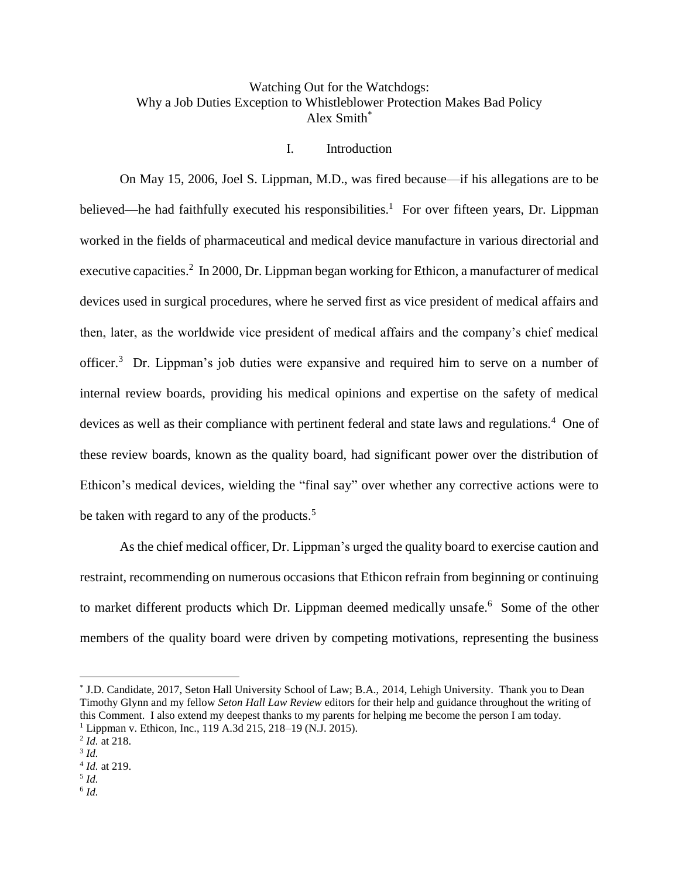Watching Out for the Watchdogs:
Why a Job Duties Exception to Whistleblower Protection Makes Bad Policy
Alex Smith[*]

## I. Introduction

On May 15, 2006, Joel S. Lippman, M.D., was fired because—if his allegations are to be believed—he had faithfully executed his responsibilities.[1] For over fifteen years, Dr. Lippman worked in the fields of pharmaceutical and medical device manufacture in various directorial and executive capacities.[2] In 2000, Dr. Lippman began working for Ethicon, a manufacturer of medical devices used in surgical procedures, where he served first as vice president of medical affairs and then, later, as the worldwide vice president of medical affairs and the company's chief medical officer.[3] Dr. Lippman's job duties were expansive and required him to serve on a number of internal review boards, providing his medical opinions and expertise on the safety of medical devices as well as their compliance with pertinent federal and state laws and regulations.[4] One of these review boards, known as the quality board, had significant power over the distribution of Ethicon's medical devices, wielding the "final say" over whether any corrective actions were to be taken with regard to any of the products.[5]

As the chief medical officer, Dr. Lippman's urged the quality board to exercise caution and restraint, recommending on numerous occasions that Ethicon refrain from beginning or continuing to market different products which Dr. Lippman deemed medically unsafe.[6] Some of the other members of the quality board were driven by competing motivations, representing the business

---

[*] J.D. Candidate, 2017, Seton Hall University School of Law; B.A., 2014, Lehigh University. Thank you to Dean Timothy Glynn and my fellow *Seton Hall Law Review* editors for their help and guidance throughout the writing of this Comment. I also extend my deepest thanks to my parents for helping me become the person I am today.

[1] Lippman v. Ethicon, Inc., 119 A.3d 215, 218–19 (N.J. 2015).

[2] *Id.* at 218.

[3] *Id.*

[4] *Id.* at 219.

[5] *Id.*

[6] *Id.*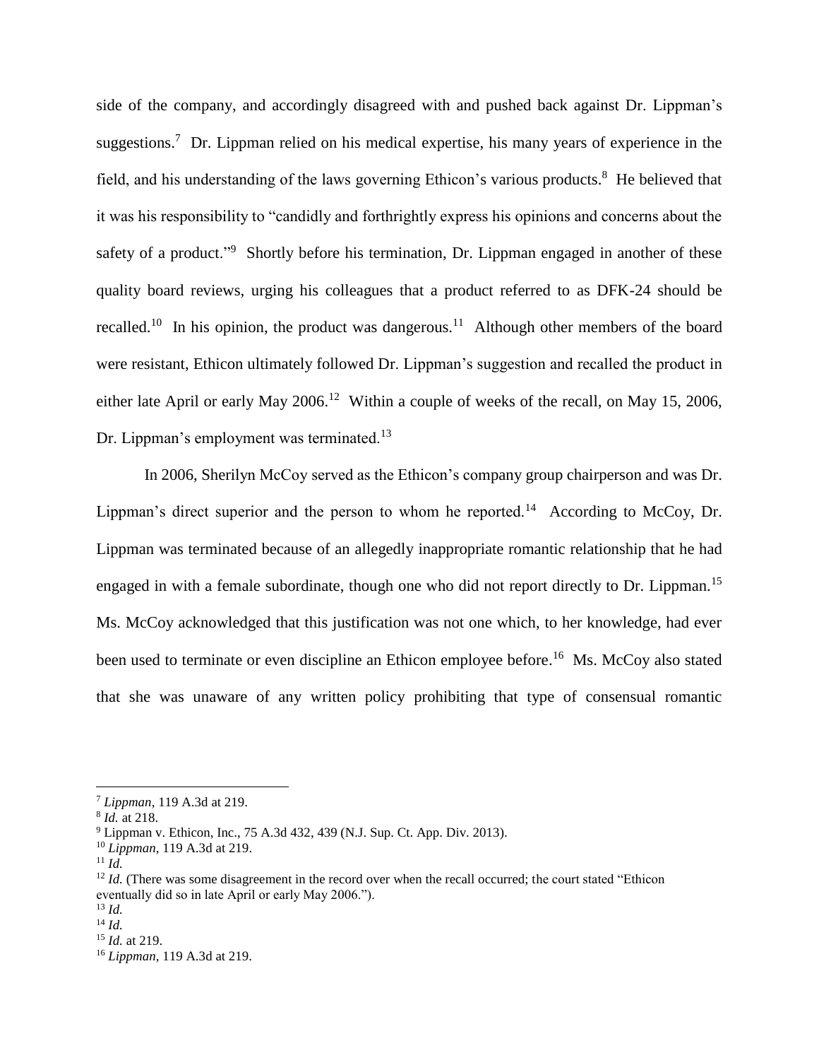side of the company, and accordingly disagreed with and pushed back against Dr. Lippman's suggestions.[7] Dr. Lippman relied on his medical expertise, his many years of experience in the field, and his understanding of the laws governing Ethicon's various products.[8] He believed that it was his responsibility to "candidly and forthrightly express his opinions and concerns about the safety of a product."[9] Shortly before his termination, Dr. Lippman engaged in another of these quality board reviews, urging his colleagues that a product referred to as DFK-24 should be recalled.[10] In his opinion, the product was dangerous.[11] Although other members of the board were resistant, Ethicon ultimately followed Dr. Lippman's suggestion and recalled the product in either late April or early May 2006.[12] Within a couple of weeks of the recall, on May 15, 2006, Dr. Lippman's employment was terminated.[13]

In 2006, Sherilyn McCoy served as the Ethicon's company group chairperson and was Dr. Lippman's direct superior and the person to whom he reported.[14] According to McCoy, Dr. Lippman was terminated because of an allegedly inappropriate romantic relationship that he had engaged in with a female subordinate, though one who did not report directly to Dr. Lippman.[15] Ms. McCoy acknowledged that this justification was not one which, to her knowledge, had ever been used to terminate or even discipline an Ethicon employee before.[16] Ms. McCoy also stated that she was unaware of any written policy prohibiting that type of consensual romantic

---

[7] *Lippman*, 119 A.3d at 219.

[8] *Id.* at 218.

[9] Lippman v. Ethicon, Inc., 75 A.3d 432, 439 (N.J. Sup. Ct. App. Div. 2013).

[10] *Lippman*, 119 A.3d at 219.

[11] *Id.*

[12] *Id.* (There was some disagreement in the record over when the recall occurred; the court stated "Ethicon eventually did so in late April or early May 2006.").

[13] *Id.*

[14] *Id.*

[15] *Id.* at 219.

[16] *Lippman*, 119 A.3d at 219.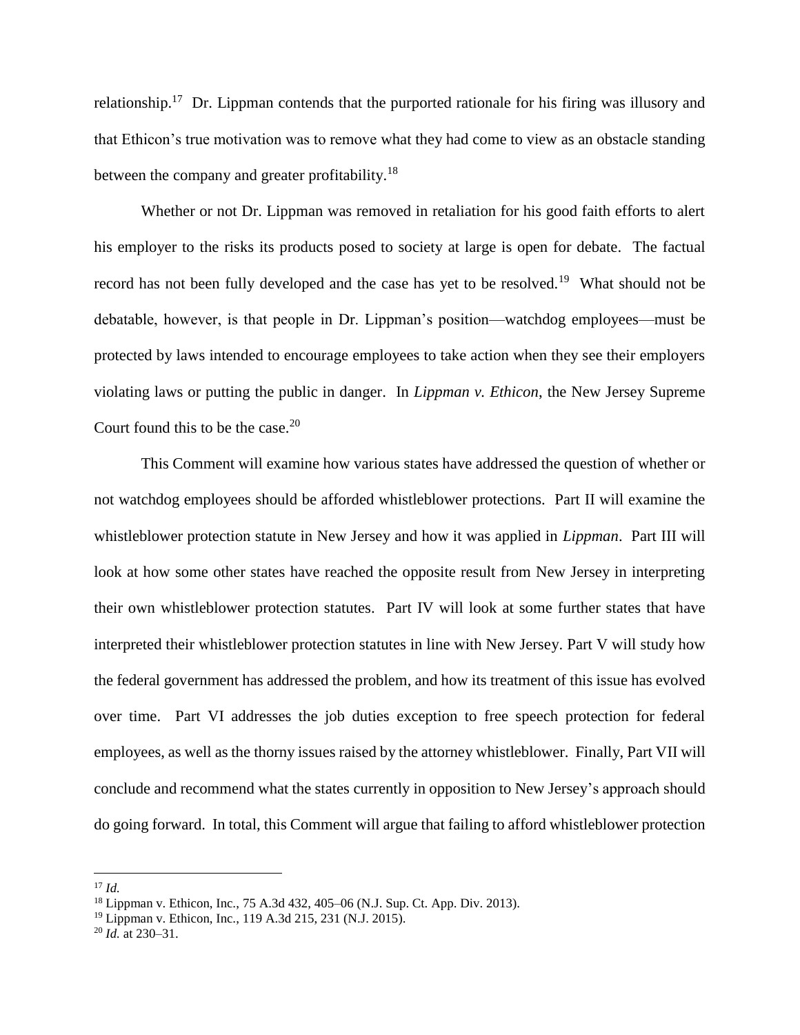relationship.[17] Dr. Lippman contends that the purported rationale for his firing was illusory and that Ethicon's true motivation was to remove what they had come to view as an obstacle standing between the company and greater profitability.[18]

Whether or not Dr. Lippman was removed in retaliation for his good faith efforts to alert his employer to the risks its products posed to society at large is open for debate. The factual record has not been fully developed and the case has yet to be resolved.[19] What should not be debatable, however, is that people in Dr. Lippman's position—watchdog employees—must be protected by laws intended to encourage employees to take action when they see their employers violating laws or putting the public in danger. In *Lippman v. Ethicon*, the New Jersey Supreme Court found this to be the case.[20]

This Comment will examine how various states have addressed the question of whether or not watchdog employees should be afforded whistleblower protections. Part II will examine the whistleblower protection statute in New Jersey and how it was applied in *Lippman*. Part III will look at how some other states have reached the opposite result from New Jersey in interpreting their own whistleblower protection statutes. Part IV will look at some further states that have interpreted their whistleblower protection statutes in line with New Jersey. Part V will study how the federal government has addressed the problem, and how its treatment of this issue has evolved over time. Part VI addresses the job duties exception to free speech protection for federal employees, as well as the thorny issues raised by the attorney whistleblower. Finally, Part VII will conclude and recommend what the states currently in opposition to New Jersey's approach should do going forward. In total, this Comment will argue that failing to afford whistleblower protection

---

[17] *Id.*

[18] Lippman v. Ethicon, Inc., 75 A.3d 432, 405–06 (N.J. Sup. Ct. App. Div. 2013).

[19] Lippman v. Ethicon, Inc., 119 A.3d 215, 231 (N.J. 2015).

[20] *Id.* at 230–31.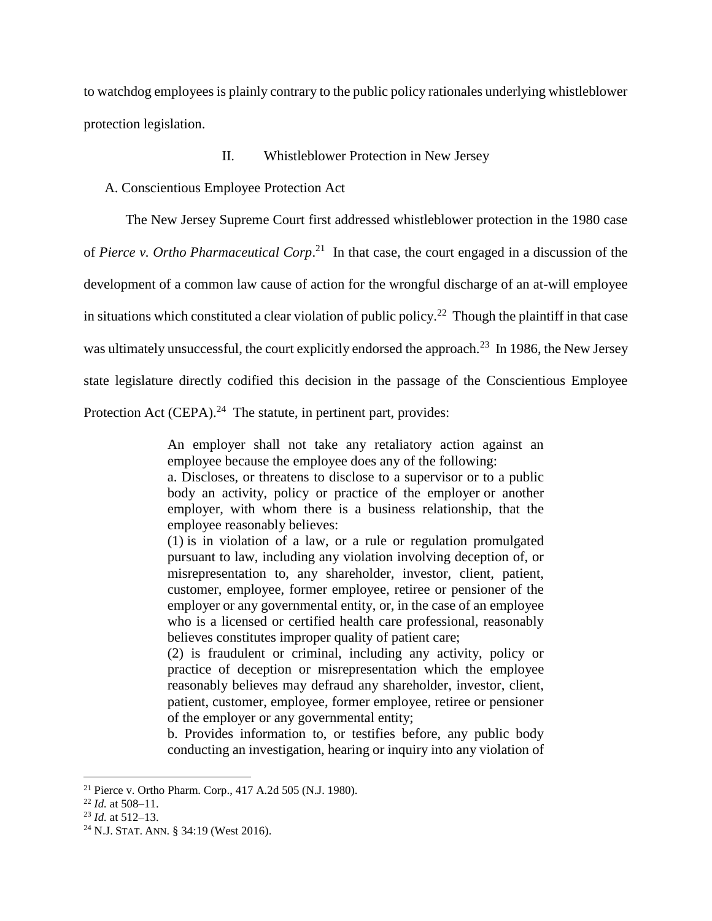to watchdog employees is plainly contrary to the public policy rationales underlying whistleblower protection legislation.

## II. Whistleblower Protection in New Jersey

### A. Conscientious Employee Protection Act

The New Jersey Supreme Court first addressed whistleblower protection in the 1980 case of *Pierce v. Ortho Pharmaceutical Corp*.[21] In that case, the court engaged in a discussion of the development of a common law cause of action for the wrongful discharge of an at-will employee in situations which constituted a clear violation of public policy.[22] Though the plaintiff in that case was ultimately unsuccessful, the court explicitly endorsed the approach.[23] In 1986, the New Jersey state legislature directly codified this decision in the passage of the Conscientious Employee Protection Act (CEPA).[24] The statute, in pertinent part, provides:

> An employer shall not take any retaliatory action against an employee because the employee does any of the following:
> a. Discloses, or threatens to disclose to a supervisor or to a public body an activity, policy or practice of the employer or another employer, with whom there is a business relationship, that the employee reasonably believes:
> (1) is in violation of a law, or a rule or regulation promulgated pursuant to law, including any violation involving deception of, or misrepresentation to, any shareholder, investor, client, patient, customer, employee, former employee, retiree or pensioner of the employer or any governmental entity, or, in the case of an employee who is a licensed or certified health care professional, reasonably believes constitutes improper quality of patient care;
> (2) is fraudulent or criminal, including any activity, policy or practice of deception or misrepresentation which the employee reasonably believes may defraud any shareholder, investor, client, patient, customer, employee, former employee, retiree or pensioner of the employer or any governmental entity;
> b. Provides information to, or testifies before, any public body conducting an investigation, hearing or inquiry into any violation of

---

[21] Pierce v. Ortho Pharm. Corp., 417 A.2d 505 (N.J. 1980).

[22] *Id.* at 508–11.

[23] *Id.* at 512–13.

[24] N.J. STAT. ANN. § 34:19 (West 2016).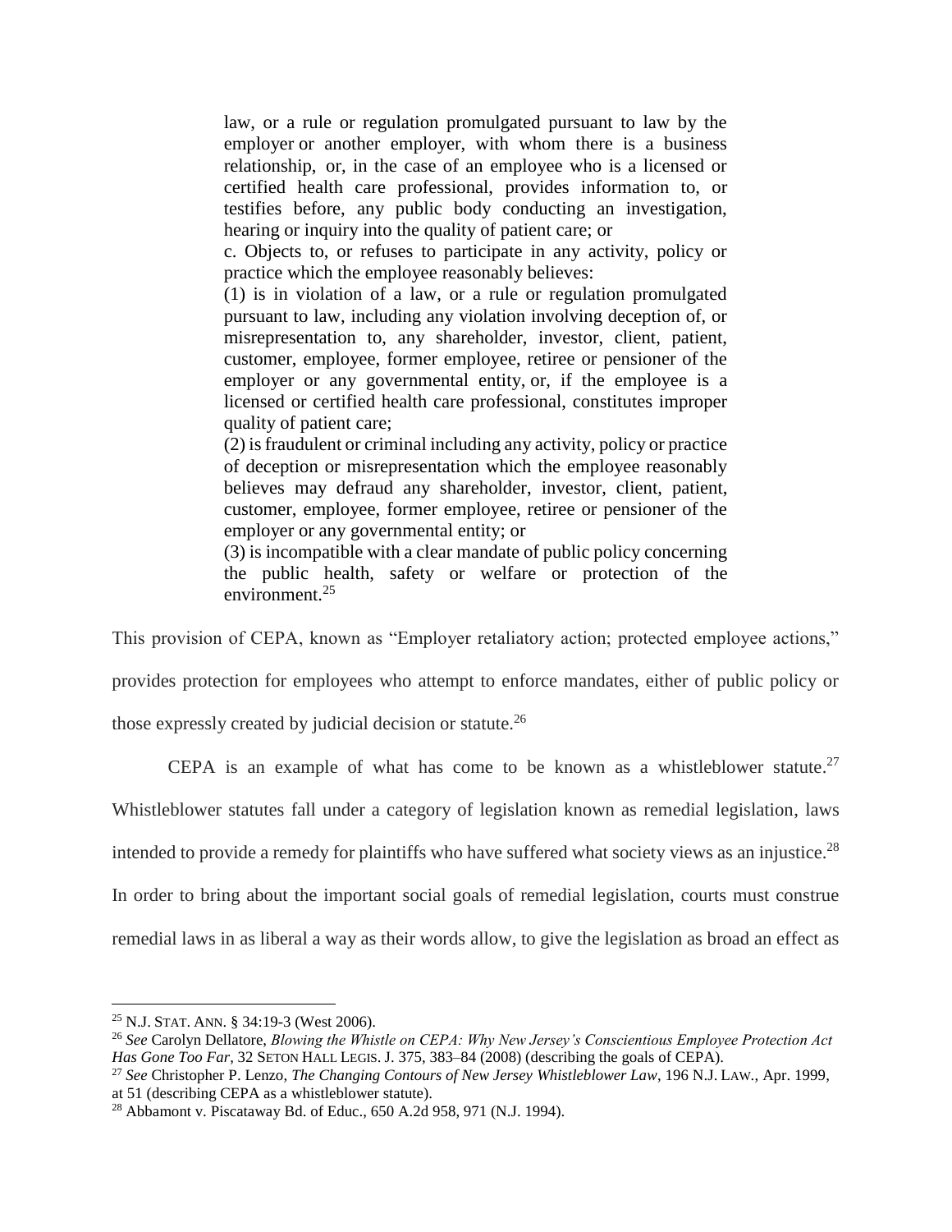> law, or a rule or regulation promulgated pursuant to law by the employer or another employer, with whom there is a business relationship, or, in the case of an employee who is a licensed or certified health care professional, provides information to, or testifies before, any public body conducting an investigation, hearing or inquiry into the quality of patient care; or
>
> c. Objects to, or refuses to participate in any activity, policy or practice which the employee reasonably believes:
>
> (1) is in violation of a law, or a rule or regulation promulgated pursuant to law, including any violation involving deception of, or misrepresentation to, any shareholder, investor, client, patient, customer, employee, former employee, retiree or pensioner of the employer or any governmental entity, or, if the employee is a licensed or certified health care professional, constitutes improper quality of patient care;
>
> (2) is fraudulent or criminal including any activity, policy or practice of deception or misrepresentation which the employee reasonably believes may defraud any shareholder, investor, client, patient, customer, employee, former employee, retiree or pensioner of the employer or any governmental entity; or
>
> (3) is incompatible with a clear mandate of public policy concerning the public health, safety or welfare or protection of the environment.[25]

This provision of CEPA, known as "Employer retaliatory action; protected employee actions," provides protection for employees who attempt to enforce mandates, either of public policy or those expressly created by judicial decision or statute.[26]

CEPA is an example of what has come to be known as a whistleblower statute.[27] Whistleblower statutes fall under a category of legislation known as remedial legislation, laws intended to provide a remedy for plaintiffs who have suffered what society views as an injustice.[28] In order to bring about the important social goals of remedial legislation, courts must construe remedial laws in as liberal a way as their words allow, to give the legislation as broad an effect as

---

[25] N.J. STAT. ANN. § 34:19-3 (West 2006).

[26] *See* Carolyn Dellatore, *Blowing the Whistle on CEPA: Why New Jersey's Conscientious Employee Protection Act Has Gone Too Far*, 32 SETON HALL LEGIS. J. 375, 383–84 (2008) (describing the goals of CEPA).

[27] *See* Christopher P. Lenzo, *The Changing Contours of New Jersey Whistleblower Law*, 196 N.J. LAW., Apr. 1999, at 51 (describing CEPA as a whistleblower statute).

[28] Abbamont v. Piscataway Bd. of Educ., 650 A.2d 958, 971 (N.J. 1994).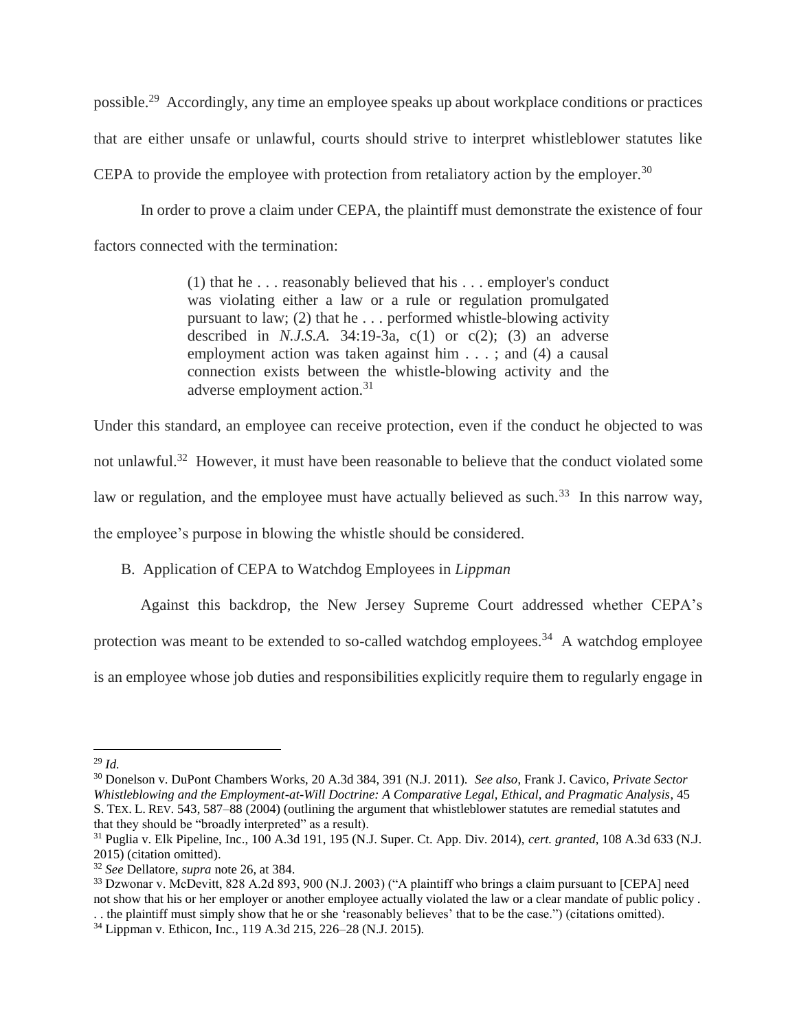possible.[29] Accordingly, any time an employee speaks up about workplace conditions or practices that are either unsafe or unlawful, courts should strive to interpret whistleblower statutes like CEPA to provide the employee with protection from retaliatory action by the employer.[30]

In order to prove a claim under CEPA, the plaintiff must demonstrate the existence of four factors connected with the termination:

> (1) that he . . . reasonably believed that his . . . employer's conduct was violating either a law or a rule or regulation promulgated pursuant to law; (2) that he . . . performed whistle-blowing activity described in *N.J.S.A.* 34:19-3a, c(1) or c(2); (3) an adverse employment action was taken against him . . . ; and (4) a causal connection exists between the whistle-blowing activity and the adverse employment action.[31]

Under this standard, an employee can receive protection, even if the conduct he objected to was not unlawful.[32] However, it must have been reasonable to believe that the conduct violated some law or regulation, and the employee must have actually believed as such.[33] In this narrow way, the employee's purpose in blowing the whistle should be considered.

### B. Application of CEPA to Watchdog Employees in *Lippman*

Against this backdrop, the New Jersey Supreme Court addressed whether CEPA's protection was meant to be extended to so-called watchdog employees.[34] A watchdog employee is an employee whose job duties and responsibilities explicitly require them to regularly engage in

---

[29] *Id.*

[30] Donelson v. DuPont Chambers Works, 20 A.3d 384, 391 (N.J. 2011). *See also*, Frank J. Cavico, *Private Sector Whistleblowing and the Employment-at-Will Doctrine: A Comparative Legal, Ethical, and Pragmatic Analysis*, 45 S. TEX. L. REV. 543, 587–88 (2004) (outlining the argument that whistleblower statutes are remedial statutes and that they should be "broadly interpreted" as a result).

[31] Puglia v. Elk Pipeline, Inc., 100 A.3d 191, 195 (N.J. Super. Ct. App. Div. 2014), *cert. granted*, 108 A.3d 633 (N.J. 2015) (citation omitted).

[32] *See* Dellatore, *supra* note 26, at 384.

[33] Dzwonar v. McDevitt, 828 A.2d 893, 900 (N.J. 2003) ("A plaintiff who brings a claim pursuant to [CEPA] need not show that his or her employer or another employee actually violated the law or a clear mandate of public policy . . . the plaintiff must simply show that he or she 'reasonably believes' that to be the case.") (citations omitted).

[34] Lippman v. Ethicon, Inc., 119 A.3d 215, 226–28 (N.J. 2015).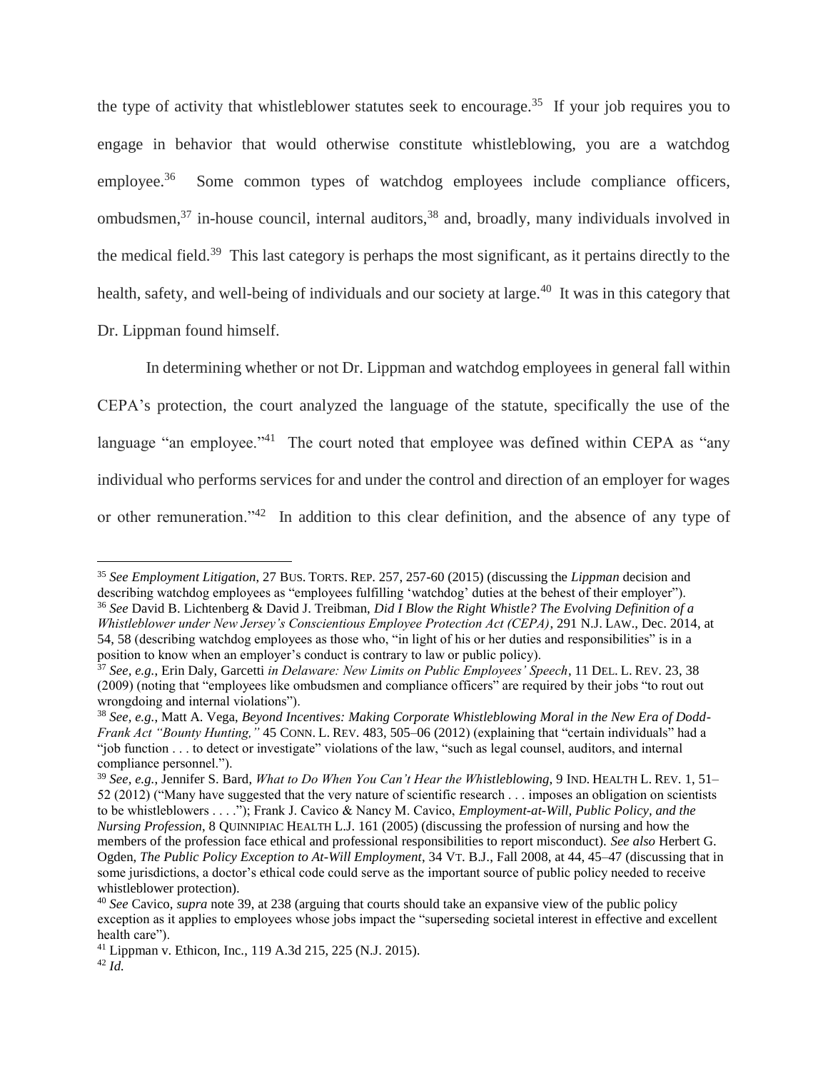the type of activity that whistleblower statutes seek to encourage.[35] If your job requires you to engage in behavior that would otherwise constitute whistleblowing, you are a watchdog employee.[36] Some common types of watchdog employees include compliance officers, ombudsmen,[37] in-house council, internal auditors,[38] and, broadly, many individuals involved in the medical field.[39] This last category is perhaps the most significant, as it pertains directly to the health, safety, and well-being of individuals and our society at large.[40] It was in this category that Dr. Lippman found himself.

In determining whether or not Dr. Lippman and watchdog employees in general fall within CEPA's protection, the court analyzed the language of the statute, specifically the use of the language "an employee."[41] The court noted that employee was defined within CEPA as "any individual who performs services for and under the control and direction of an employer for wages or other remuneration."[42] In addition to this clear definition, and the absence of any type of

---

[35] *See Employment Litigation*, 27 BUS. TORTS. REP. 257, 257-60 (2015) (discussing the *Lippman* decision and describing watchdog employees as "employees fulfilling 'watchdog' duties at the behest of their employer").

[36] *See* David B. Lichtenberg & David J. Treibman, *Did I Blow the Right Whistle? The Evolving Definition of a Whistleblower under New Jersey's Conscientious Employee Protection Act (CEPA)*, 291 N.J. LAW., Dec. 2014, at 54, 58 (describing watchdog employees as those who, "in light of his or her duties and responsibilities" is in a position to know when an employer's conduct is contrary to law or public policy).

[37] *See, e.g.,* Erin Daly, Garcetti *in Delaware: New Limits on Public Employees' Speech*, 11 DEL. L. REV. 23, 38 (2009) (noting that "employees like ombudsmen and compliance officers" are required by their jobs "to rout out wrongdoing and internal violations").

[38] *See, e.g.,* Matt A. Vega, *Beyond Incentives: Making Corporate Whistleblowing Moral in the New Era of Dodd-Frank Act "Bounty Hunting,"* 45 CONN. L. REV. 483, 505–06 (2012) (explaining that "certain individuals" had a "job function . . . to detect or investigate" violations of the law, "such as legal counsel, auditors, and internal compliance personnel.").

[39] *See, e.g.,* Jennifer S. Bard, *What to Do When You Can't Hear the Whistleblowing*, 9 IND. HEALTH L. REV. 1, 51–52 (2012) ("Many have suggested that the very nature of scientific research . . . imposes an obligation on scientists to be whistleblowers . . . ."); Frank J. Cavico & Nancy M. Cavico, *Employment-at-Will, Public Policy, and the Nursing Profession*, 8 QUINNIPIAC HEALTH L.J. 161 (2005) (discussing the profession of nursing and how the members of the profession face ethical and professional responsibilities to report misconduct). *See also* Herbert G. Ogden, *The Public Policy Exception to At-Will Employment*, 34 VT. B.J., Fall 2008, at 44, 45–47 (discussing that in some jurisdictions, a doctor's ethical code could serve as the important source of public policy needed to receive whistleblower protection).

[40] *See* Cavico, *supra* note 39, at 238 (arguing that courts should take an expansive view of the public policy exception as it applies to employees whose jobs impact the "superseding societal interest in effective and excellent health care").

[41] Lippman v. Ethicon, Inc., 119 A.3d 215, 225 (N.J. 2015).

[42] *Id.*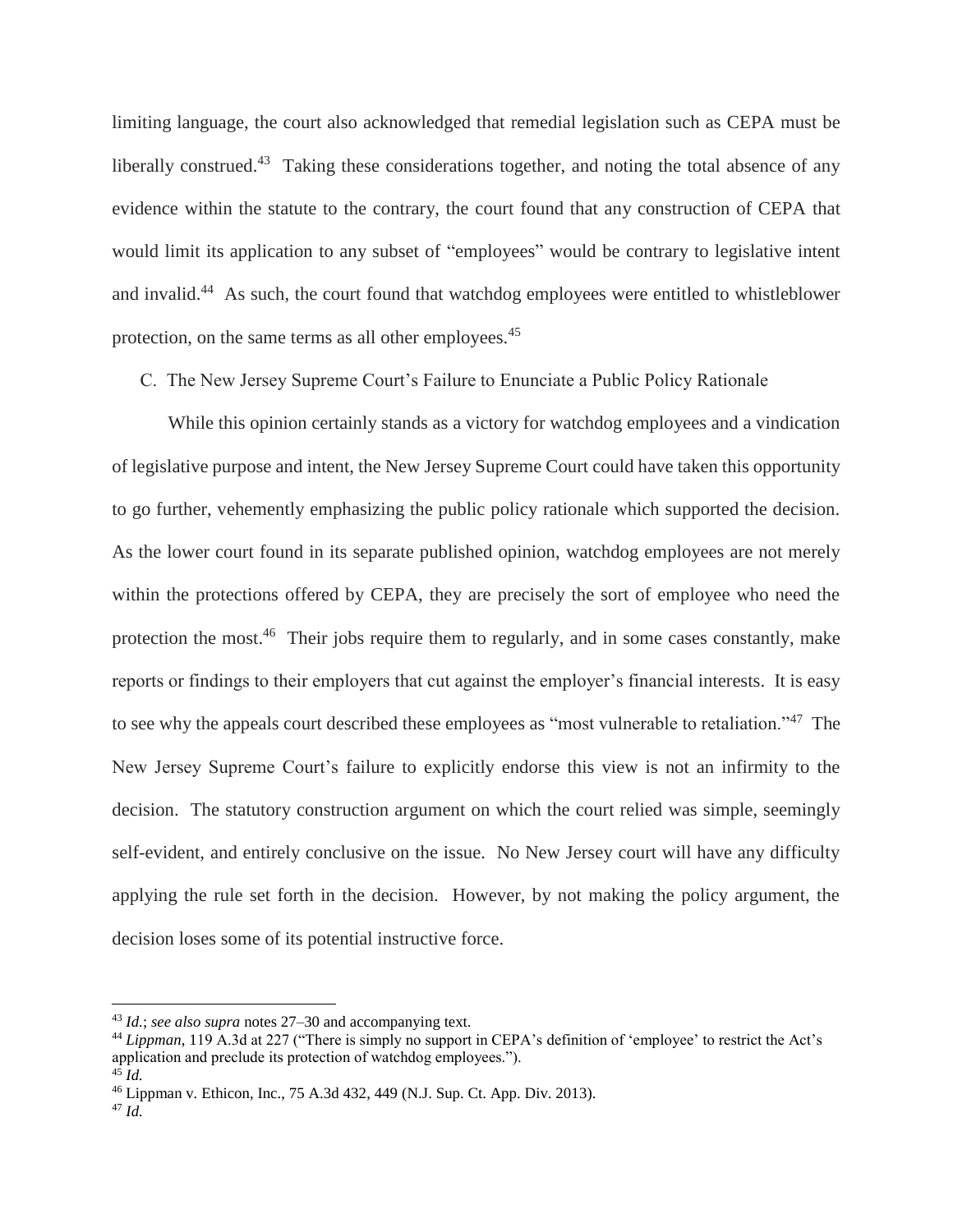limiting language, the court also acknowledged that remedial legislation such as CEPA must be liberally construed.[43] Taking these considerations together, and noting the total absence of any evidence within the statute to the contrary, the court found that any construction of CEPA that would limit its application to any subset of "employees" would be contrary to legislative intent and invalid.[44] As such, the court found that watchdog employees were entitled to whistleblower protection, on the same terms as all other employees.[45]

### C. The New Jersey Supreme Court's Failure to Enunciate a Public Policy Rationale

While this opinion certainly stands as a victory for watchdog employees and a vindication of legislative purpose and intent, the New Jersey Supreme Court could have taken this opportunity to go further, vehemently emphasizing the public policy rationale which supported the decision. As the lower court found in its separate published opinion, watchdog employees are not merely within the protections offered by CEPA, they are precisely the sort of employee who need the protection the most.[46] Their jobs require them to regularly, and in some cases constantly, make reports or findings to their employers that cut against the employer's financial interests. It is easy to see why the appeals court described these employees as "most vulnerable to retaliation."[47] The New Jersey Supreme Court's failure to explicitly endorse this view is not an infirmity to the decision. The statutory construction argument on which the court relied was simple, seemingly self-evident, and entirely conclusive on the issue. No New Jersey court will have any difficulty applying the rule set forth in the decision. However, by not making the policy argument, the decision loses some of its potential instructive force.

---

[43] *Id.*; *see also supra* notes 27–30 and accompanying text.

[44] *Lippman*, 119 A.3d at 227 ("There is simply no support in CEPA's definition of 'employee' to restrict the Act's application and preclude its protection of watchdog employees.").

[45] *Id.*

[46] Lippman v. Ethicon, Inc., 75 A.3d 432, 449 (N.J. Sup. Ct. App. Div. 2013).

[47] *Id.*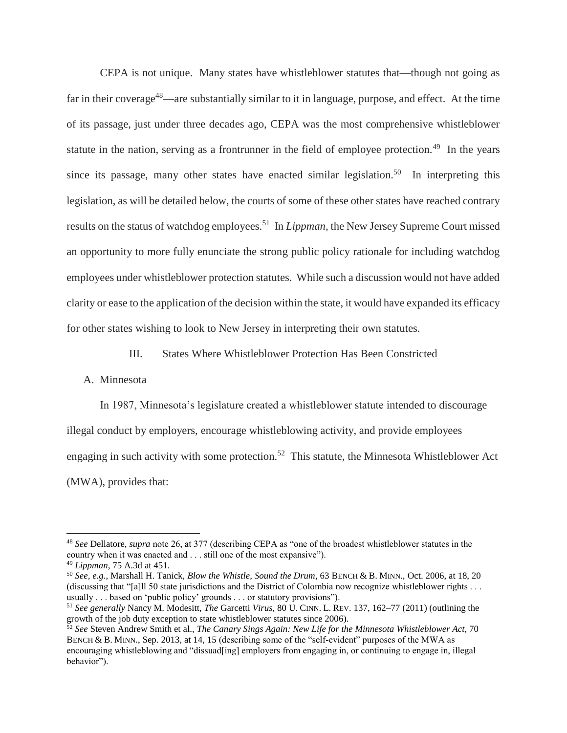CEPA is not unique. Many states have whistleblower statutes that—though not going as far in their coverage[48]—are substantially similar to it in language, purpose, and effect. At the time of its passage, just under three decades ago, CEPA was the most comprehensive whistleblower statute in the nation, serving as a frontrunner in the field of employee protection.[49] In the years since its passage, many other states have enacted similar legislation.[50] In interpreting this legislation, as will be detailed below, the courts of some of these other states have reached contrary results on the status of watchdog employees.[51] In *Lippman*, the New Jersey Supreme Court missed an opportunity to more fully enunciate the strong public policy rationale for including watchdog employees under whistleblower protection statutes. While such a discussion would not have added clarity or ease to the application of the decision within the state, it would have expanded its efficacy for other states wishing to look to New Jersey in interpreting their own statutes.

## III. States Where Whistleblower Protection Has Been Constricted

### A. Minnesota

In 1987, Minnesota's legislature created a whistleblower statute intended to discourage illegal conduct by employers, encourage whistleblowing activity, and provide employees engaging in such activity with some protection.[52] This statute, the Minnesota Whistleblower Act (MWA), provides that:

---

[48] *See* Dellatore, *supra* note 26, at 377 (describing CEPA as "one of the broadest whistleblower statutes in the country when it was enacted and . . . still one of the most expansive").

[49] *Lippman*, 75 A.3d at 451.

[50] *See, e.g.*, Marshall H. Tanick, *Blow the Whistle, Sound the Drum*, 63 BENCH & B. MINN., Oct. 2006, at 18, 20 (discussing that "[a]ll 50 state jurisdictions and the District of Colombia now recognize whistleblower rights . . . usually . . . based on 'public policy' grounds . . . or statutory provisions").

[51] *See generally* Nancy M. Modesitt, *The* Garcetti *Virus*, 80 U. CINN. L. REV. 137, 162–77 (2011) (outlining the growth of the job duty exception to state whistleblower statutes since 2006).

[52] *See* Steven Andrew Smith et al., *The Canary Sings Again: New Life for the Minnesota Whistleblower Act*, 70 BENCH & B. MINN., Sep. 2013, at 14, 15 (describing some of the "self-evident" purposes of the MWA as encouraging whistleblowing and "dissuad[ing] employers from engaging in, or continuing to engage in, illegal behavior").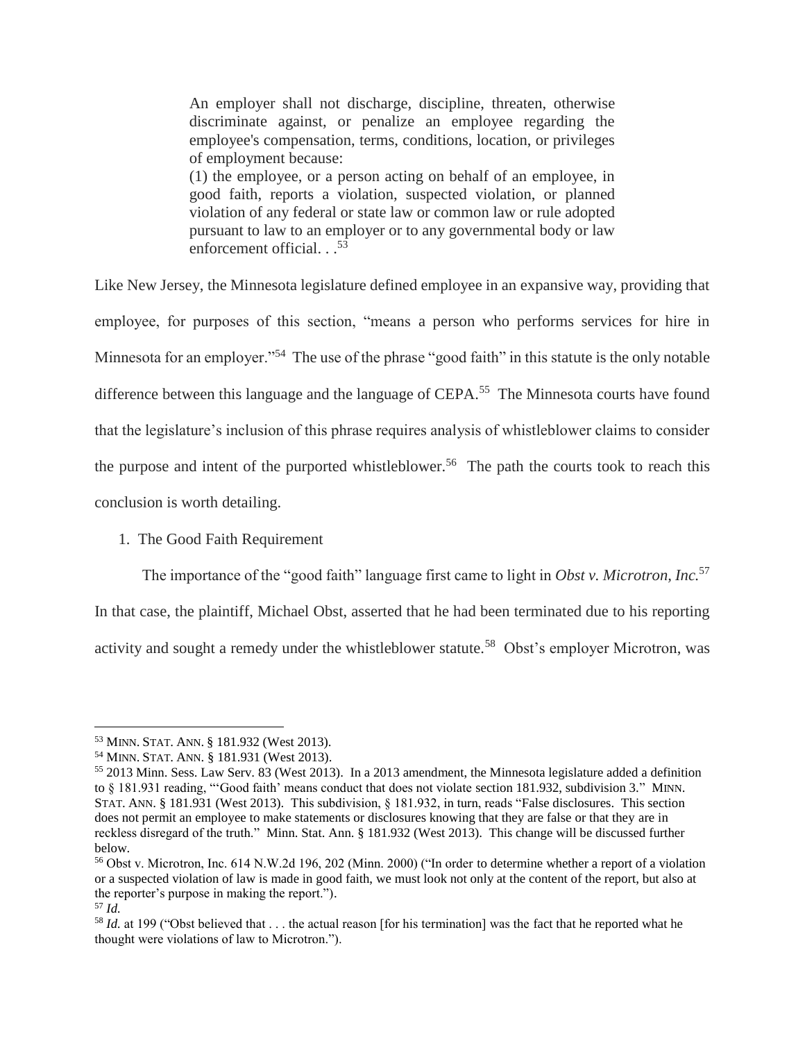> An employer shall not discharge, discipline, threaten, otherwise discriminate against, or penalize an employee regarding the employee's compensation, terms, conditions, location, or privileges of employment because:
>
> (1) the employee, or a person acting on behalf of an employee, in good faith, reports a violation, suspected violation, or planned violation of any federal or state law or common law or rule adopted pursuant to law to an employer or to any governmental body or law enforcement official. . .[53]

Like New Jersey, the Minnesota legislature defined employee in an expansive way, providing that employee, for purposes of this section, "means a person who performs services for hire in Minnesota for an employer."[54] The use of the phrase "good faith" in this statute is the only notable difference between this language and the language of CEPA.[55] The Minnesota courts have found that the legislature's inclusion of this phrase requires analysis of whistleblower claims to consider the purpose and intent of the purported whistleblower.[56] The path the courts took to reach this conclusion is worth detailing.

1. The Good Faith Requirement

The importance of the "good faith" language first came to light in *Obst v. Microtron, Inc.*[57] In that case, the plaintiff, Michael Obst, asserted that he had been terminated due to his reporting activity and sought a remedy under the whistleblower statute.[58] Obst's employer Microtron, was

---

[53] MINN. STAT. ANN. § 181.932 (West 2013).

[54] MINN. STAT. ANN. § 181.931 (West 2013).

[55] 2013 Minn. Sess. Law Serv. 83 (West 2013). In a 2013 amendment, the Minnesota legislature added a definition to § 181.931 reading, "'Good faith' means conduct that does not violate section 181.932, subdivision 3." MINN. STAT. ANN. § 181.931 (West 2013). This subdivision, § 181.932, in turn, reads "False disclosures. This section does not permit an employee to make statements or disclosures knowing that they are false or that they are in reckless disregard of the truth." Minn. Stat. Ann. § 181.932 (West 2013). This change will be discussed further below.

[56] Obst v. Microtron, Inc. 614 N.W.2d 196, 202 (Minn. 2000) ("In order to determine whether a report of a violation or a suspected violation of law is made in good faith, we must look not only at the content of the report, but also at the reporter's purpose in making the report.").

[57] *Id.*

[58] *Id.* at 199 ("Obst believed that . . . the actual reason [for his termination] was the fact that he reported what he thought were violations of law to Microtron.").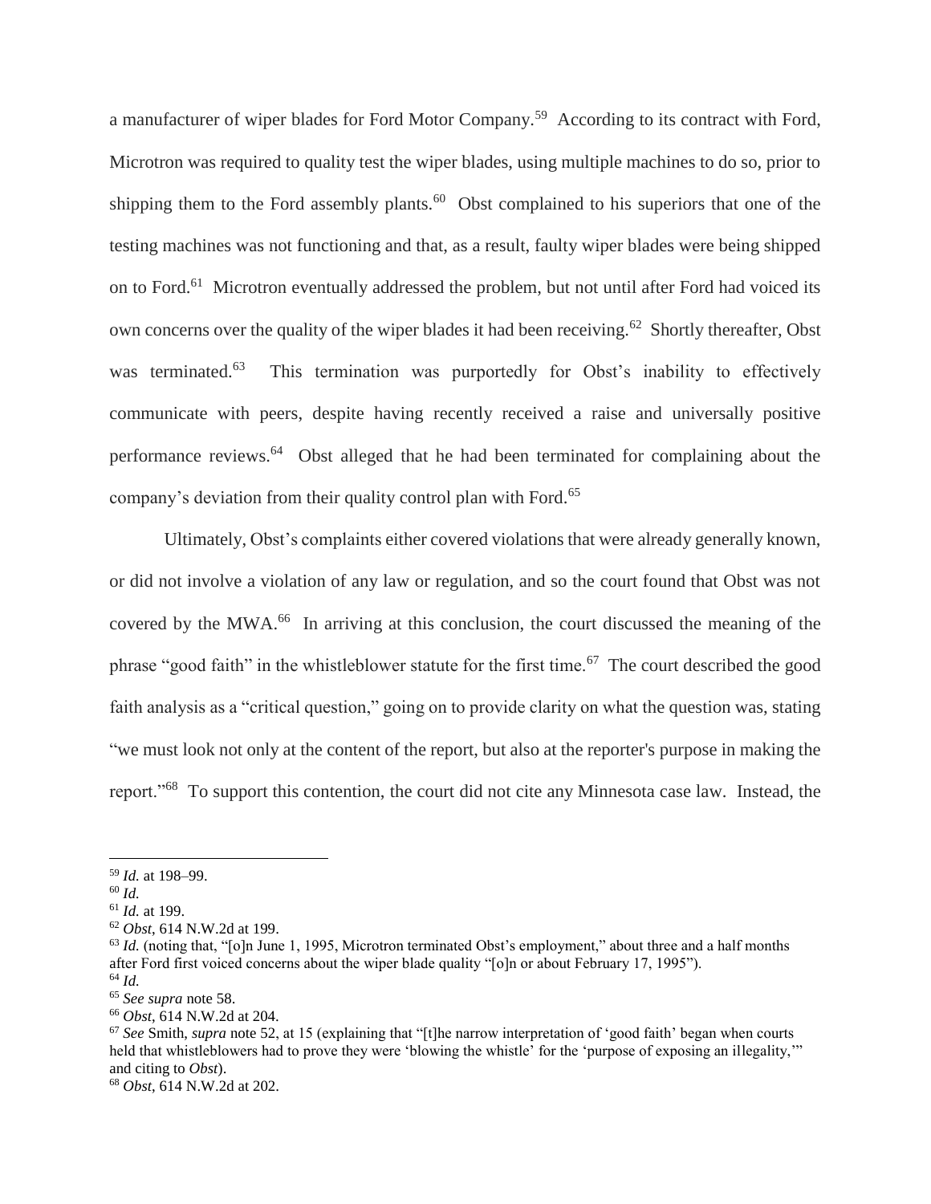a manufacturer of wiper blades for Ford Motor Company.[59] According to its contract with Ford, Microtron was required to quality test the wiper blades, using multiple machines to do so, prior to shipping them to the Ford assembly plants.[60] Obst complained to his superiors that one of the testing machines was not functioning and that, as a result, faulty wiper blades were being shipped on to Ford.[61] Microtron eventually addressed the problem, but not until after Ford had voiced its own concerns over the quality of the wiper blades it had been receiving.[62] Shortly thereafter, Obst was terminated.[63] This termination was purportedly for Obst's inability to effectively communicate with peers, despite having recently received a raise and universally positive performance reviews.[64] Obst alleged that he had been terminated for complaining about the company's deviation from their quality control plan with Ford.[65]

Ultimately, Obst's complaints either covered violations that were already generally known, or did not involve a violation of any law or regulation, and so the court found that Obst was not covered by the MWA.[66] In arriving at this conclusion, the court discussed the meaning of the phrase "good faith" in the whistleblower statute for the first time.[67] The court described the good faith analysis as a "critical question," going on to provide clarity on what the question was, stating "we must look not only at the content of the report, but also at the reporter's purpose in making the report."[68] To support this contention, the court did not cite any Minnesota case law. Instead, the

---

[59] *Id.* at 198–99.

[60] *Id.*

[61] *Id.* at 199.

[62] *Obst*, 614 N.W.2d at 199.

[63] *Id.* (noting that, "[o]n June 1, 1995, Microtron terminated Obst's employment," about three and a half months after Ford first voiced concerns about the wiper blade quality "[o]n or about February 17, 1995").

[64] *Id.*

[65] *See supra* note 58.

[66] *Obst*, 614 N.W.2d at 204.

[67] *See* Smith, *supra* note 52, at 15 (explaining that "[t]he narrow interpretation of 'good faith' began when courts held that whistleblowers had to prove they were 'blowing the whistle' for the 'purpose of exposing an illegality,'" and citing to *Obst*).

[68] *Obst*, 614 N.W.2d at 202.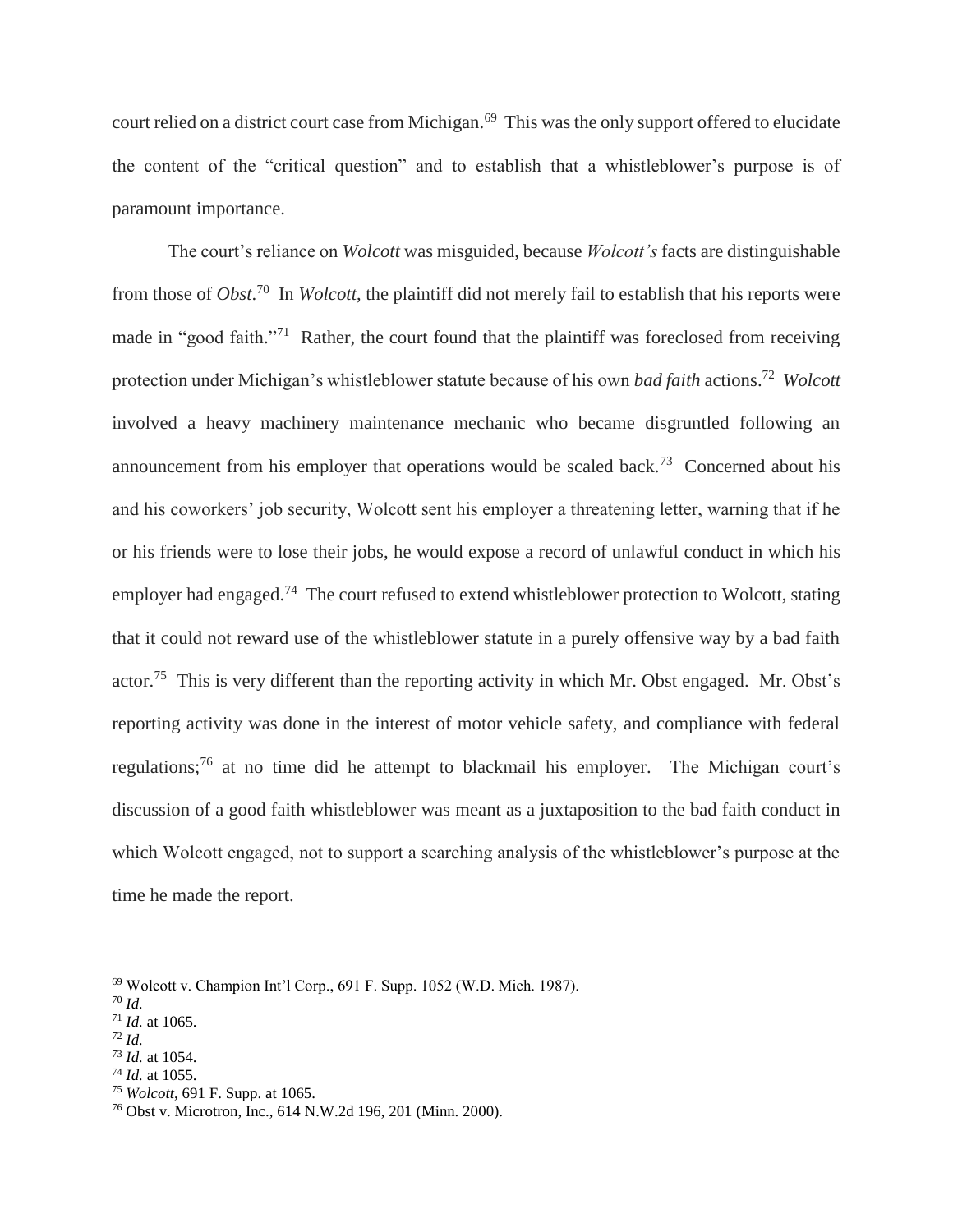court relied on a district court case from Michigan.[69] This was the only support offered to elucidate the content of the "critical question" and to establish that a whistleblower's purpose is of paramount importance.

The court's reliance on *Wolcott* was misguided, because *Wolcott's* facts are distinguishable from those of *Obst*.[70] In *Wolcott*, the plaintiff did not merely fail to establish that his reports were made in "good faith."[71] Rather, the court found that the plaintiff was foreclosed from receiving protection under Michigan's whistleblower statute because of his own *bad faith* actions.[72] *Wolcott* involved a heavy machinery maintenance mechanic who became disgruntled following an announcement from his employer that operations would be scaled back.[73] Concerned about his and his coworkers' job security, Wolcott sent his employer a threatening letter, warning that if he or his friends were to lose their jobs, he would expose a record of unlawful conduct in which his employer had engaged.[74] The court refused to extend whistleblower protection to Wolcott, stating that it could not reward use of the whistleblower statute in a purely offensive way by a bad faith actor.[75] This is very different than the reporting activity in which Mr. Obst engaged. Mr. Obst's reporting activity was done in the interest of motor vehicle safety, and compliance with federal regulations;[76] at no time did he attempt to blackmail his employer. The Michigan court's discussion of a good faith whistleblower was meant as a juxtaposition to the bad faith conduct in which Wolcott engaged, not to support a searching analysis of the whistleblower's purpose at the time he made the report.

---

[69] Wolcott v. Champion Int'l Corp., 691 F. Supp. 1052 (W.D. Mich. 1987).

[70] *Id.*

[71] *Id.* at 1065.

[72] *Id.*

[73] *Id.* at 1054.

[74] *Id.* at 1055.

[75] *Wolcott*, 691 F. Supp. at 1065.

[76] Obst v. Microtron, Inc., 614 N.W.2d 196, 201 (Minn. 2000).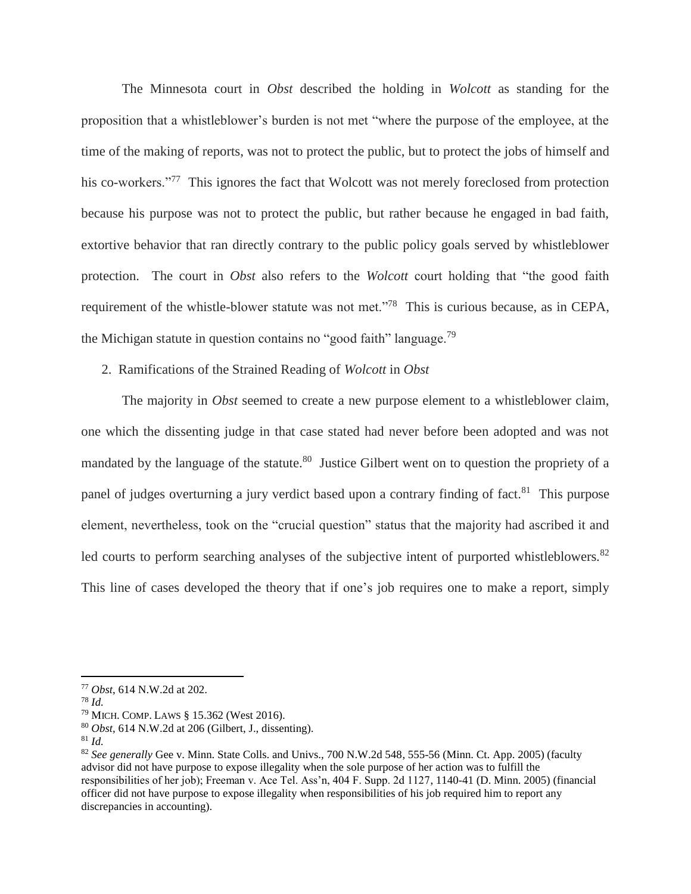The Minnesota court in *Obst* described the holding in *Wolcott* as standing for the proposition that a whistleblower's burden is not met "where the purpose of the employee, at the time of the making of reports, was not to protect the public, but to protect the jobs of himself and his co-workers."[77] This ignores the fact that Wolcott was not merely foreclosed from protection because his purpose was not to protect the public, but rather because he engaged in bad faith, extortive behavior that ran directly contrary to the public policy goals served by whistleblower protection. The court in *Obst* also refers to the *Wolcott* court holding that "the good faith requirement of the whistle-blower statute was not met."[78] This is curious because, as in CEPA, the Michigan statute in question contains no "good faith" language.[79]

2. Ramifications of the Strained Reading of *Wolcott* in *Obst*

The majority in *Obst* seemed to create a new purpose element to a whistleblower claim, one which the dissenting judge in that case stated had never before been adopted and was not mandated by the language of the statute.[80] Justice Gilbert went on to question the propriety of a panel of judges overturning a jury verdict based upon a contrary finding of fact.[81] This purpose element, nevertheless, took on the "crucial question" status that the majority had ascribed it and led courts to perform searching analyses of the subjective intent of purported whistleblowers.[82] This line of cases developed the theory that if one's job requires one to make a report, simply

---

[77] *Obst*, 614 N.W.2d at 202.

[78] *Id.*

[79] MICH. COMP. LAWS § 15.362 (West 2016).

[80] *Obst*, 614 N.W.2d at 206 (Gilbert, J., dissenting).

[81] *Id.*

[82] *See generally* Gee v. Minn. State Colls. and Univs., 700 N.W.2d 548, 555-56 (Minn. Ct. App. 2005) (faculty advisor did not have purpose to expose illegality when the sole purpose of her action was to fulfill the responsibilities of her job); Freeman v. Ace Tel. Ass'n, 404 F. Supp. 2d 1127, 1140-41 (D. Minn. 2005) (financial officer did not have purpose to expose illegality when responsibilities of his job required him to report any discrepancies in accounting).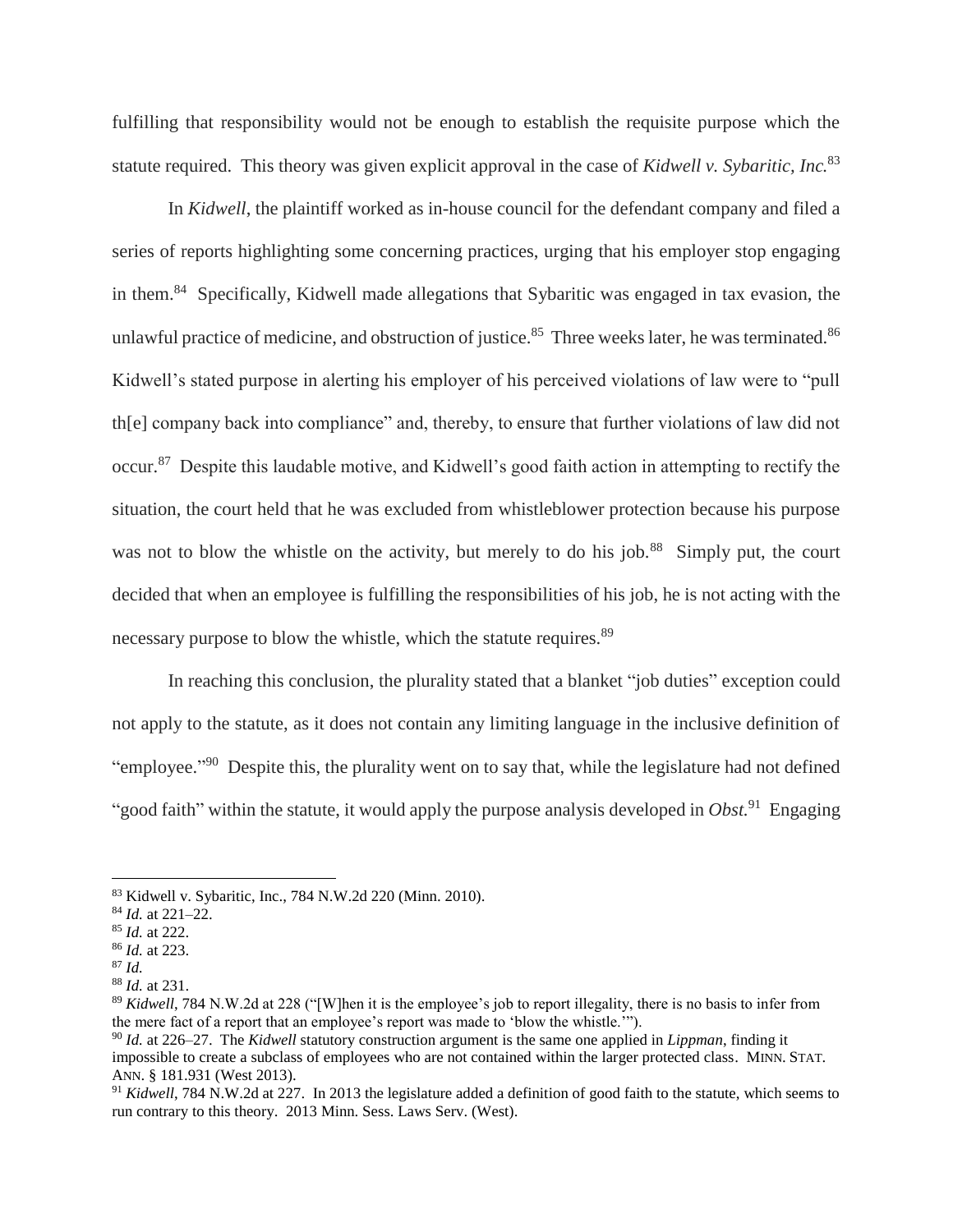fulfilling that responsibility would not be enough to establish the requisite purpose which the statute required. This theory was given explicit approval in the case of *Kidwell v. Sybaritic, Inc.*[83]

In *Kidwell*, the plaintiff worked as in-house council for the defendant company and filed a series of reports highlighting some concerning practices, urging that his employer stop engaging in them.[84] Specifically, Kidwell made allegations that Sybaritic was engaged in tax evasion, the unlawful practice of medicine, and obstruction of justice.[85] Three weeks later, he was terminated.[86] Kidwell's stated purpose in alerting his employer of his perceived violations of law were to "pull th[e] company back into compliance" and, thereby, to ensure that further violations of law did not occur.[87] Despite this laudable motive, and Kidwell's good faith action in attempting to rectify the situation, the court held that he was excluded from whistleblower protection because his purpose was not to blow the whistle on the activity, but merely to do his job.[88] Simply put, the court decided that when an employee is fulfilling the responsibilities of his job, he is not acting with the necessary purpose to blow the whistle, which the statute requires.[89]

In reaching this conclusion, the plurality stated that a blanket "job duties" exception could not apply to the statute, as it does not contain any limiting language in the inclusive definition of "employee."[90] Despite this, the plurality went on to say that, while the legislature had not defined "good faith" within the statute, it would apply the purpose analysis developed in *Obst.*[91] Engaging

---

[83] Kidwell v. Sybaritic, Inc., 784 N.W.2d 220 (Minn. 2010).

[84] *Id.* at 221–22.

[85] *Id.* at 222.

[86] *Id.* at 223.

[87] *Id.*

[88] *Id.* at 231.

[89] *Kidwell*, 784 N.W.2d at 228 ("[W]hen it is the employee's job to report illegality, there is no basis to infer from the mere fact of a report that an employee's report was made to 'blow the whistle.'").

[90] *Id.* at 226–27. The *Kidwell* statutory construction argument is the same one applied in *Lippman*, finding it impossible to create a subclass of employees who are not contained within the larger protected class. MINN. STAT. ANN. § 181.931 (West 2013).

[91] *Kidwell*, 784 N.W.2d at 227. In 2013 the legislature added a definition of good faith to the statute, which seems to run contrary to this theory. 2013 Minn. Sess. Laws Serv. (West).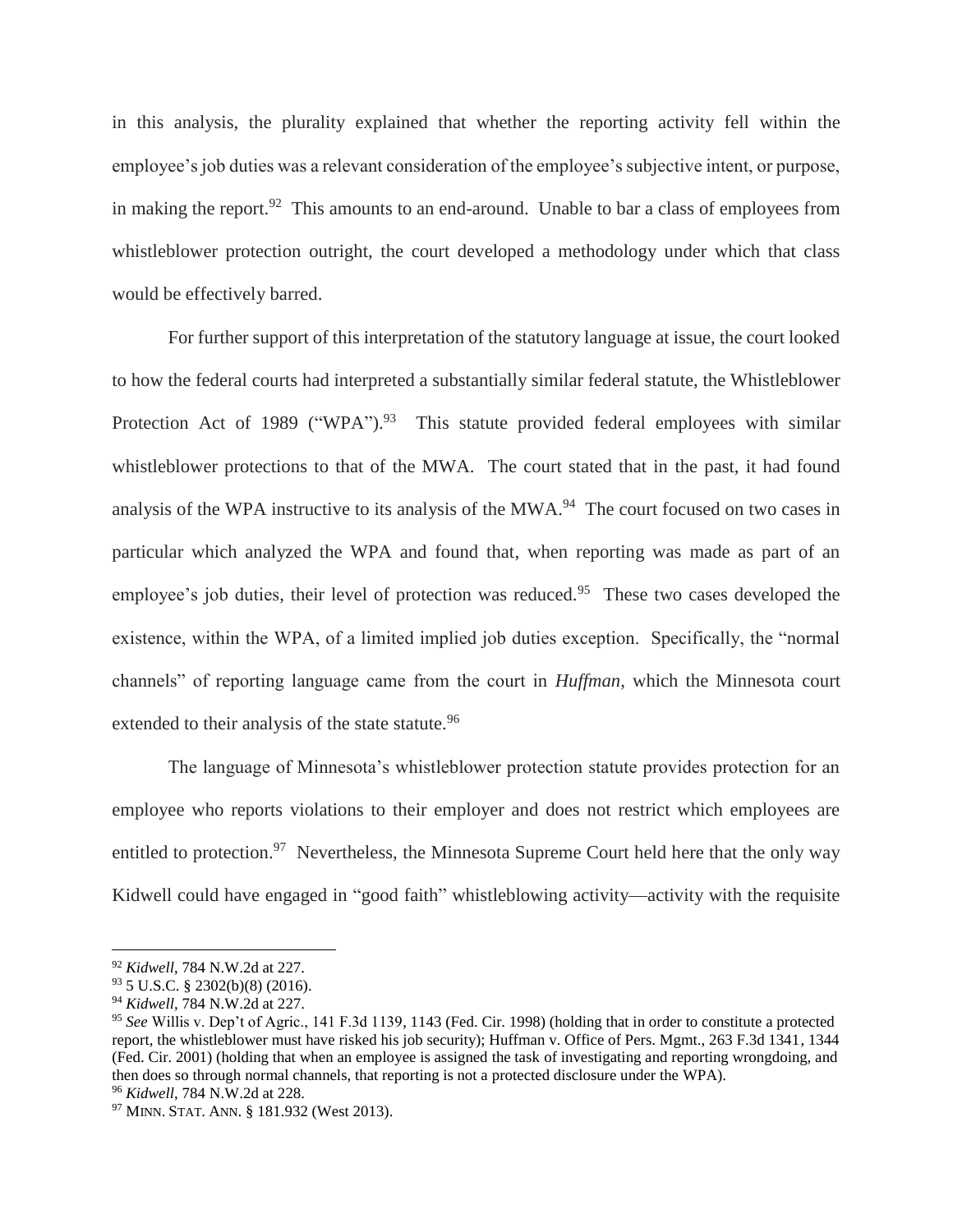in this analysis, the plurality explained that whether the reporting activity fell within the employee's job duties was a relevant consideration of the employee's subjective intent, or purpose, in making the report.[92] This amounts to an end-around. Unable to bar a class of employees from whistleblower protection outright, the court developed a methodology under which that class would be effectively barred.

For further support of this interpretation of the statutory language at issue, the court looked to how the federal courts had interpreted a substantially similar federal statute, the Whistleblower Protection Act of 1989 ("WPA").[93] This statute provided federal employees with similar whistleblower protections to that of the MWA. The court stated that in the past, it had found analysis of the WPA instructive to its analysis of the MWA.[94] The court focused on two cases in particular which analyzed the WPA and found that, when reporting was made as part of an employee's job duties, their level of protection was reduced.[95] These two cases developed the existence, within the WPA, of a limited implied job duties exception. Specifically, the "normal channels" of reporting language came from the court in *Huffman*, which the Minnesota court extended to their analysis of the state statute.[96]

The language of Minnesota's whistleblower protection statute provides protection for an employee who reports violations to their employer and does not restrict which employees are entitled to protection.[97] Nevertheless, the Minnesota Supreme Court held here that the only way Kidwell could have engaged in "good faith" whistleblowing activity—activity with the requisite

---

[92] *Kidwell*, 784 N.W.2d at 227.

[93] 5 U.S.C. § 2302(b)(8) (2016).

[94] *Kidwell*, 784 N.W.2d at 227.

[95] *See* Willis v. Dep't of Agric., 141 F.3d 1139, 1143 (Fed. Cir. 1998) (holding that in order to constitute a protected report, the whistleblower must have risked his job security); Huffman v. Office of Pers. Mgmt., 263 F.3d 1341, 1344 (Fed. Cir. 2001) (holding that when an employee is assigned the task of investigating and reporting wrongdoing, and then does so through normal channels, that reporting is not a protected disclosure under the WPA).

[96] *Kidwell*, 784 N.W.2d at 228.

[97] MINN. STAT. ANN. § 181.932 (West 2013).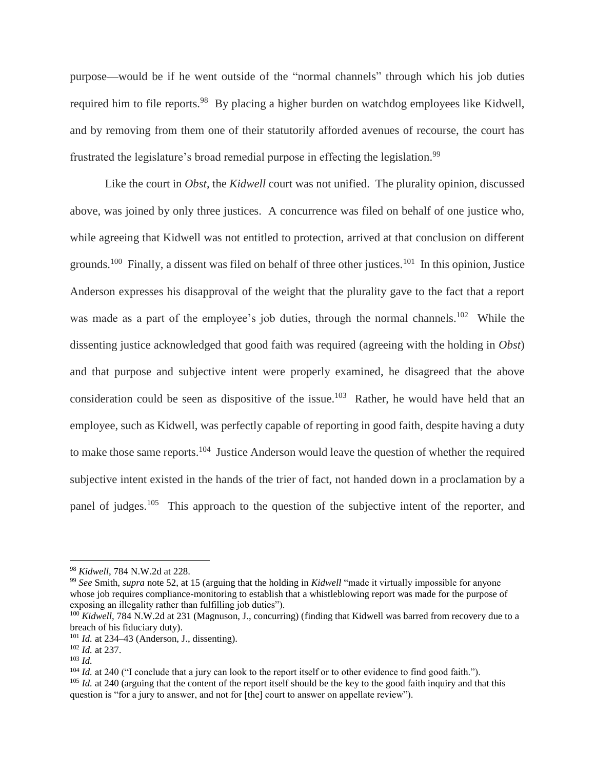purpose—would be if he went outside of the "normal channels" through which his job duties required him to file reports.[98] By placing a higher burden on watchdog employees like Kidwell, and by removing from them one of their statutorily afforded avenues of recourse, the court has frustrated the legislature's broad remedial purpose in effecting the legislation.[99]

Like the court in *Obst*, the *Kidwell* court was not unified. The plurality opinion, discussed above, was joined by only three justices. A concurrence was filed on behalf of one justice who, while agreeing that Kidwell was not entitled to protection, arrived at that conclusion on different grounds.[100] Finally, a dissent was filed on behalf of three other justices.[101] In this opinion, Justice Anderson expresses his disapproval of the weight that the plurality gave to the fact that a report was made as a part of the employee's job duties, through the normal channels.[102] While the dissenting justice acknowledged that good faith was required (agreeing with the holding in *Obst*) and that purpose and subjective intent were properly examined, he disagreed that the above consideration could be seen as dispositive of the issue.[103] Rather, he would have held that an employee, such as Kidwell, was perfectly capable of reporting in good faith, despite having a duty to make those same reports.[104] Justice Anderson would leave the question of whether the required subjective intent existed in the hands of the trier of fact, not handed down in a proclamation by a panel of judges.[105] This approach to the question of the subjective intent of the reporter, and

---

[98] *Kidwell*, 784 N.W.2d at 228.

[99] *See* Smith, *supra* note 52, at 15 (arguing that the holding in *Kidwell* "made it virtually impossible for anyone whose job requires compliance-monitoring to establish that a whistleblowing report was made for the purpose of exposing an illegality rather than fulfilling job duties").

[100] *Kidwell*, 784 N.W.2d at 231 (Magnuson, J., concurring) (finding that Kidwell was barred from recovery due to a breach of his fiduciary duty).

[101] *Id.* at 234–43 (Anderson, J., dissenting).

[102] *Id.* at 237.

[103] *Id.*

[104] *Id.* at 240 ("I conclude that a jury can look to the report itself or to other evidence to find good faith.").

[105] *Id.* at 240 (arguing that the content of the report itself should be the key to the good faith inquiry and that this question is "for a jury to answer, and not for [the] court to answer on appellate review").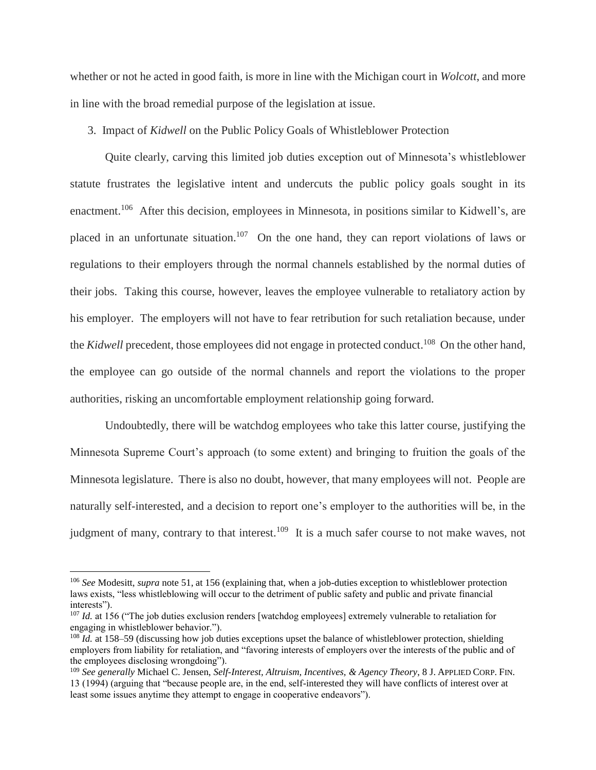whether or not he acted in good faith, is more in line with the Michigan court in *Wolcott*, and more in line with the broad remedial purpose of the legislation at issue.

3. Impact of *Kidwell* on the Public Policy Goals of Whistleblower Protection

Quite clearly, carving this limited job duties exception out of Minnesota's whistleblower statute frustrates the legislative intent and undercuts the public policy goals sought in its enactment.[106] After this decision, employees in Minnesota, in positions similar to Kidwell's, are placed in an unfortunate situation.[107] On the one hand, they can report violations of laws or regulations to their employers through the normal channels established by the normal duties of their jobs. Taking this course, however, leaves the employee vulnerable to retaliatory action by his employer. The employers will not have to fear retribution for such retaliation because, under the *Kidwell* precedent, those employees did not engage in protected conduct.[108] On the other hand, the employee can go outside of the normal channels and report the violations to the proper authorities, risking an uncomfortable employment relationship going forward.

Undoubtedly, there will be watchdog employees who take this latter course, justifying the Minnesota Supreme Court's approach (to some extent) and bringing to fruition the goals of the Minnesota legislature. There is also no doubt, however, that many employees will not. People are naturally self-interested, and a decision to report one's employer to the authorities will be, in the judgment of many, contrary to that interest.[109] It is a much safer course to not make waves, not

---

[106] *See* Modesitt, *supra* note 51, at 156 (explaining that, when a job-duties exception to whistleblower protection laws exists, "less whistleblowing will occur to the detriment of public safety and public and private financial interests").

[107] *Id.* at 156 ("The job duties exclusion renders [watchdog employees] extremely vulnerable to retaliation for engaging in whistleblower behavior.").

[108] *Id.* at 158–59 (discussing how job duties exceptions upset the balance of whistleblower protection, shielding employers from liability for retaliation, and "favoring interests of employers over the interests of the public and of the employees disclosing wrongdoing").

[109] *See generally* Michael C. Jensen, *Self-Interest, Altruism, Incentives, & Agency Theory*, 8 J. APPLIED CORP. FIN. 13 (1994) (arguing that "because people are, in the end, self-interested they will have conflicts of interest over at least some issues anytime they attempt to engage in cooperative endeavors").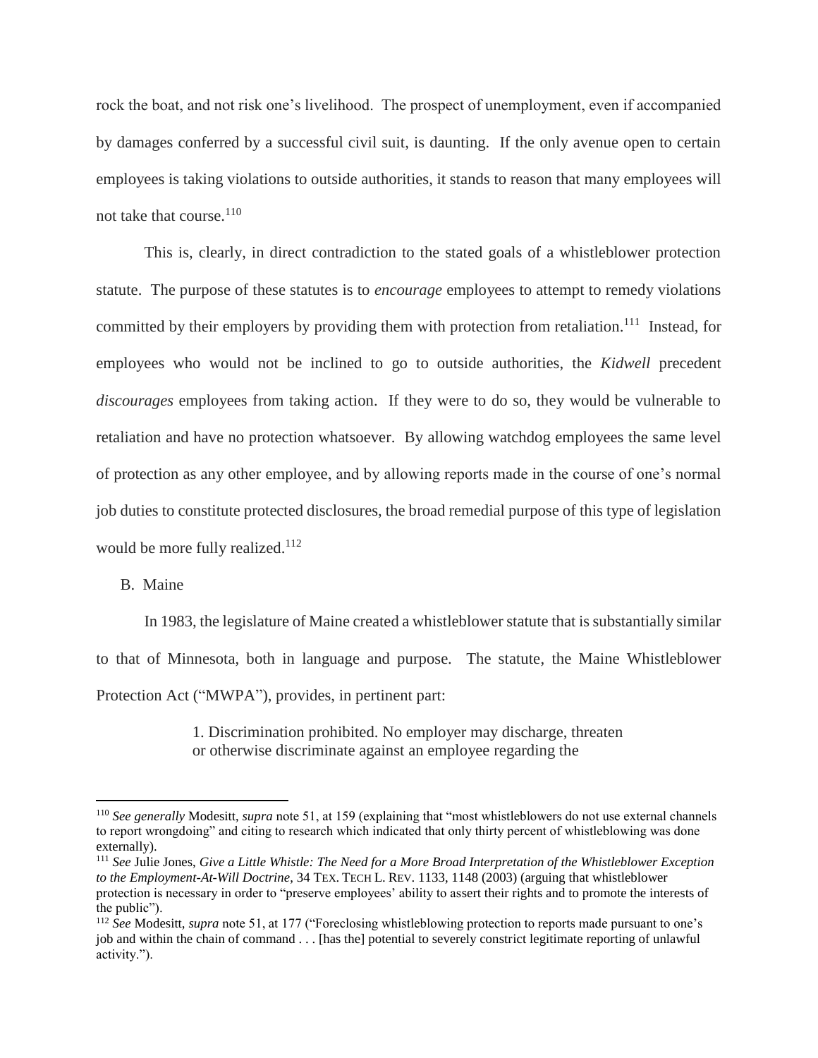rock the boat, and not risk one's livelihood. The prospect of unemployment, even if accompanied by damages conferred by a successful civil suit, is daunting. If the only avenue open to certain employees is taking violations to outside authorities, it stands to reason that many employees will not take that course.[110]

This is, clearly, in direct contradiction to the stated goals of a whistleblower protection statute. The purpose of these statutes is to *encourage* employees to attempt to remedy violations committed by their employers by providing them with protection from retaliation.[111] Instead, for employees who would not be inclined to go to outside authorities, the *Kidwell* precedent *discourages* employees from taking action. If they were to do so, they would be vulnerable to retaliation and have no protection whatsoever. By allowing watchdog employees the same level of protection as any other employee, and by allowing reports made in the course of one's normal job duties to constitute protected disclosures, the broad remedial purpose of this type of legislation would be more fully realized.[112]

### B. Maine

In 1983, the legislature of Maine created a whistleblower statute that is substantially similar to that of Minnesota, both in language and purpose. The statute, the Maine Whistleblower Protection Act ("MWPA"), provides, in pertinent part:

> 1. Discrimination prohibited. No employer may discharge, threaten or otherwise discriminate against an employee regarding the

---

[110] *See generally* Modesitt, *supra* note 51, at 159 (explaining that "most whistleblowers do not use external channels to report wrongdoing" and citing to research which indicated that only thirty percent of whistleblowing was done externally).

[111] *See* Julie Jones, *Give a Little Whistle: The Need for a More Broad Interpretation of the Whistleblower Exception to the Employment-At-Will Doctrine*, 34 TEX. TECH L. REV. 1133, 1148 (2003) (arguing that whistleblower protection is necessary in order to "preserve employees' ability to assert their rights and to promote the interests of the public").

[112] *See* Modesitt, *supra* note 51, at 177 ("Foreclosing whistleblowing protection to reports made pursuant to one's job and within the chain of command . . . [has the] potential to severely constrict legitimate reporting of unlawful activity.").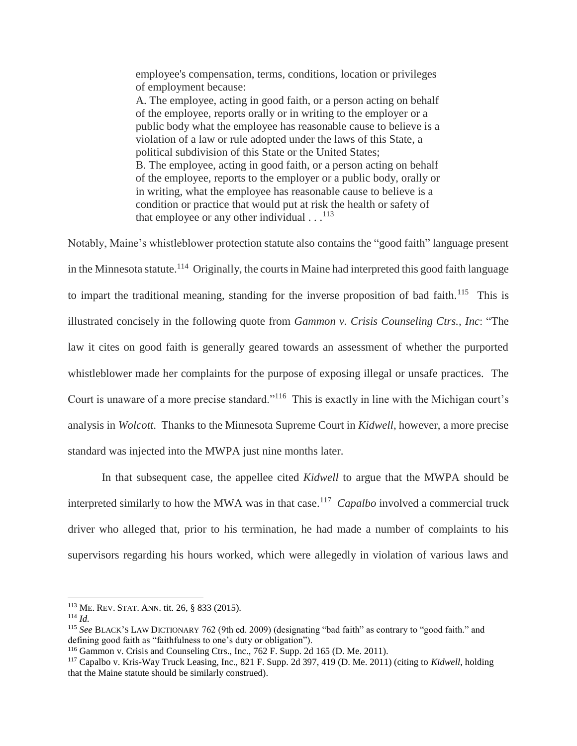> employee's compensation, terms, conditions, location or privileges of employment because:
> A. The employee, acting in good faith, or a person acting on behalf of the employee, reports orally or in writing to the employer or a public body what the employee has reasonable cause to believe is a violation of a law or rule adopted under the laws of this State, a political subdivision of this State or the United States;
> B. The employee, acting in good faith, or a person acting on behalf of the employee, reports to the employer or a public body, orally or in writing, what the employee has reasonable cause to believe is a condition or practice that would put at risk the health or safety of that employee or any other individual . . .[113]

Notably, Maine's whistleblower protection statute also contains the "good faith" language present in the Minnesota statute.[114] Originally, the courts in Maine had interpreted this good faith language to impart the traditional meaning, standing for the inverse proposition of bad faith.[115] This is illustrated concisely in the following quote from *Gammon v. Crisis Counseling Ctrs., Inc*: "The law it cites on good faith is generally geared towards an assessment of whether the purported whistleblower made her complaints for the purpose of exposing illegal or unsafe practices. The Court is unaware of a more precise standard."[116] This is exactly in line with the Michigan court's analysis in *Wolcott*. Thanks to the Minnesota Supreme Court in *Kidwell*, however, a more precise standard was injected into the MWPA just nine months later.

In that subsequent case, the appellee cited *Kidwell* to argue that the MWPA should be interpreted similarly to how the MWA was in that case.[117] *Capalbo* involved a commercial truck driver who alleged that, prior to his termination, he had made a number of complaints to his supervisors regarding his hours worked, which were allegedly in violation of various laws and

---

[113] ME. REV. STAT. ANN. tit. 26, § 833 (2015).

[114] *Id.*

[115] *See* BLACK'S LAW DICTIONARY 762 (9th ed. 2009) (designating "bad faith" as contrary to "good faith." and defining good faith as "faithfulness to one's duty or obligation").

[116] Gammon v. Crisis and Counseling Ctrs., Inc., 762 F. Supp. 2d 165 (D. Me. 2011).

[117] Capalbo v. Kris-Way Truck Leasing, Inc., 821 F. Supp. 2d 397, 419 (D. Me. 2011) (citing to *Kidwell*, holding that the Maine statute should be similarly construed).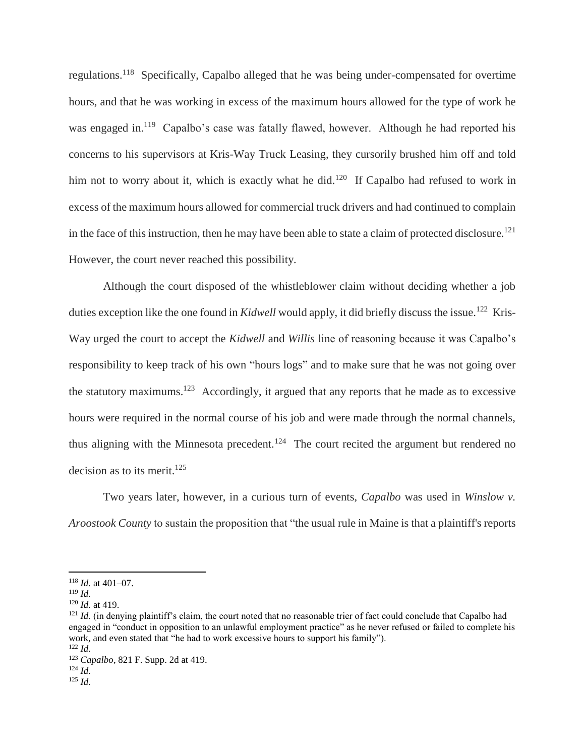regulations.[118] Specifically, Capalbo alleged that he was being under-compensated for overtime hours, and that he was working in excess of the maximum hours allowed for the type of work he was engaged in.[119] Capalbo's case was fatally flawed, however. Although he had reported his concerns to his supervisors at Kris-Way Truck Leasing, they cursorily brushed him off and told him not to worry about it, which is exactly what he did.[120] If Capalbo had refused to work in excess of the maximum hours allowed for commercial truck drivers and had continued to complain in the face of this instruction, then he may have been able to state a claim of protected disclosure.[121] However, the court never reached this possibility.

Although the court disposed of the whistleblower claim without deciding whether a job duties exception like the one found in *Kidwell* would apply, it did briefly discuss the issue.[122] Kris-Way urged the court to accept the *Kidwell* and *Willis* line of reasoning because it was Capalbo's responsibility to keep track of his own "hours logs" and to make sure that he was not going over the statutory maximums.[123] Accordingly, it argued that any reports that he made as to excessive hours were required in the normal course of his job and were made through the normal channels, thus aligning with the Minnesota precedent.[124] The court recited the argument but rendered no decision as to its merit.[125]

Two years later, however, in a curious turn of events, *Capalbo* was used in *Winslow v. Aroostook County* to sustain the proposition that "the usual rule in Maine is that a plaintiff's reports

---

[118] *Id.* at 401–07.

[119] *Id.*

[120] *Id.* at 419.

[121] *Id.* (in denying plaintiff's claim, the court noted that no reasonable trier of fact could conclude that Capalbo had engaged in "conduct in opposition to an unlawful employment practice" as he never refused or failed to complete his work, and even stated that "he had to work excessive hours to support his family").

[122] *Id.*

[123] *Capalbo*, 821 F. Supp. 2d at 419.

[124] *Id.*

[125] *Id.*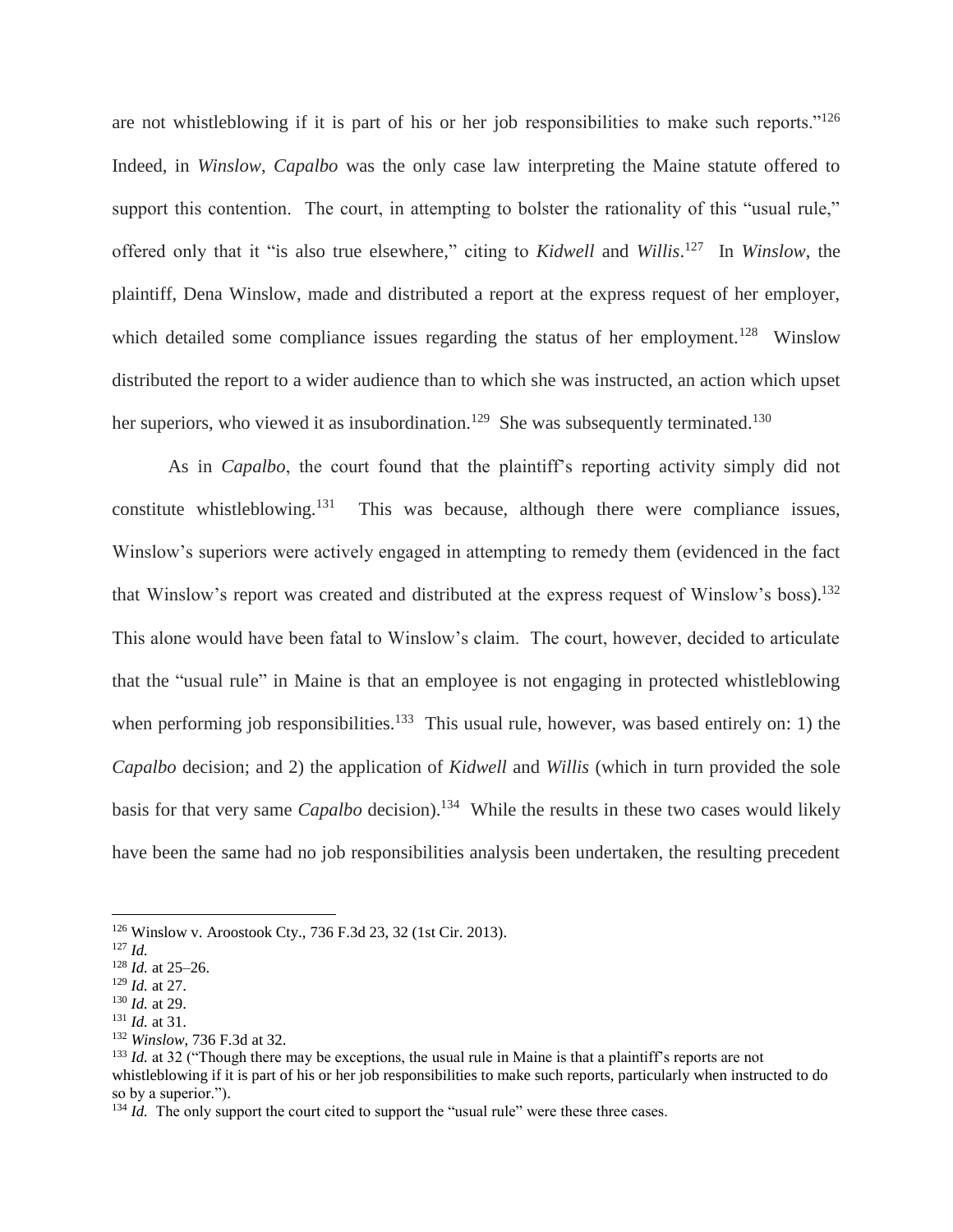are not whistleblowing if it is part of his or her job responsibilities to make such reports."[126] Indeed, in *Winslow*, *Capalbo* was the only case law interpreting the Maine statute offered to support this contention. The court, in attempting to bolster the rationality of this "usual rule," offered only that it "is also true elsewhere," citing to *Kidwell* and *Willis*.[127] In *Winslow*, the plaintiff, Dena Winslow, made and distributed a report at the express request of her employer, which detailed some compliance issues regarding the status of her employment.[128] Winslow distributed the report to a wider audience than to which she was instructed, an action which upset her superiors, who viewed it as insubordination.[129] She was subsequently terminated.[130]

As in *Capalbo*, the court found that the plaintiff's reporting activity simply did not constitute whistleblowing.[131] This was because, although there were compliance issues, Winslow's superiors were actively engaged in attempting to remedy them (evidenced in the fact that Winslow's report was created and distributed at the express request of Winslow's boss).[132] This alone would have been fatal to Winslow's claim. The court, however, decided to articulate that the "usual rule" in Maine is that an employee is not engaging in protected whistleblowing when performing job responsibilities.[133] This usual rule, however, was based entirely on: 1) the *Capalbo* decision; and 2) the application of *Kidwell* and *Willis* (which in turn provided the sole basis for that very same *Capalbo* decision).[134] While the results in these two cases would likely have been the same had no job responsibilities analysis been undertaken, the resulting precedent

---

[126] Winslow v. Aroostook Cty., 736 F.3d 23, 32 (1st Cir. 2013).
[127] *Id.*
[128] *Id.* at 25–26.
[129] *Id.* at 27.
[130] *Id.* at 29.
[131] *Id.* at 31.
[132] *Winslow*, 736 F.3d at 32.
[133] *Id.* at 32 ("Though there may be exceptions, the usual rule in Maine is that a plaintiff's reports are not whistleblowing if it is part of his or her job responsibilities to make such reports, particularly when instructed to do so by a superior.").
[134] *Id.* The only support the court cited to support the "usual rule" were these three cases.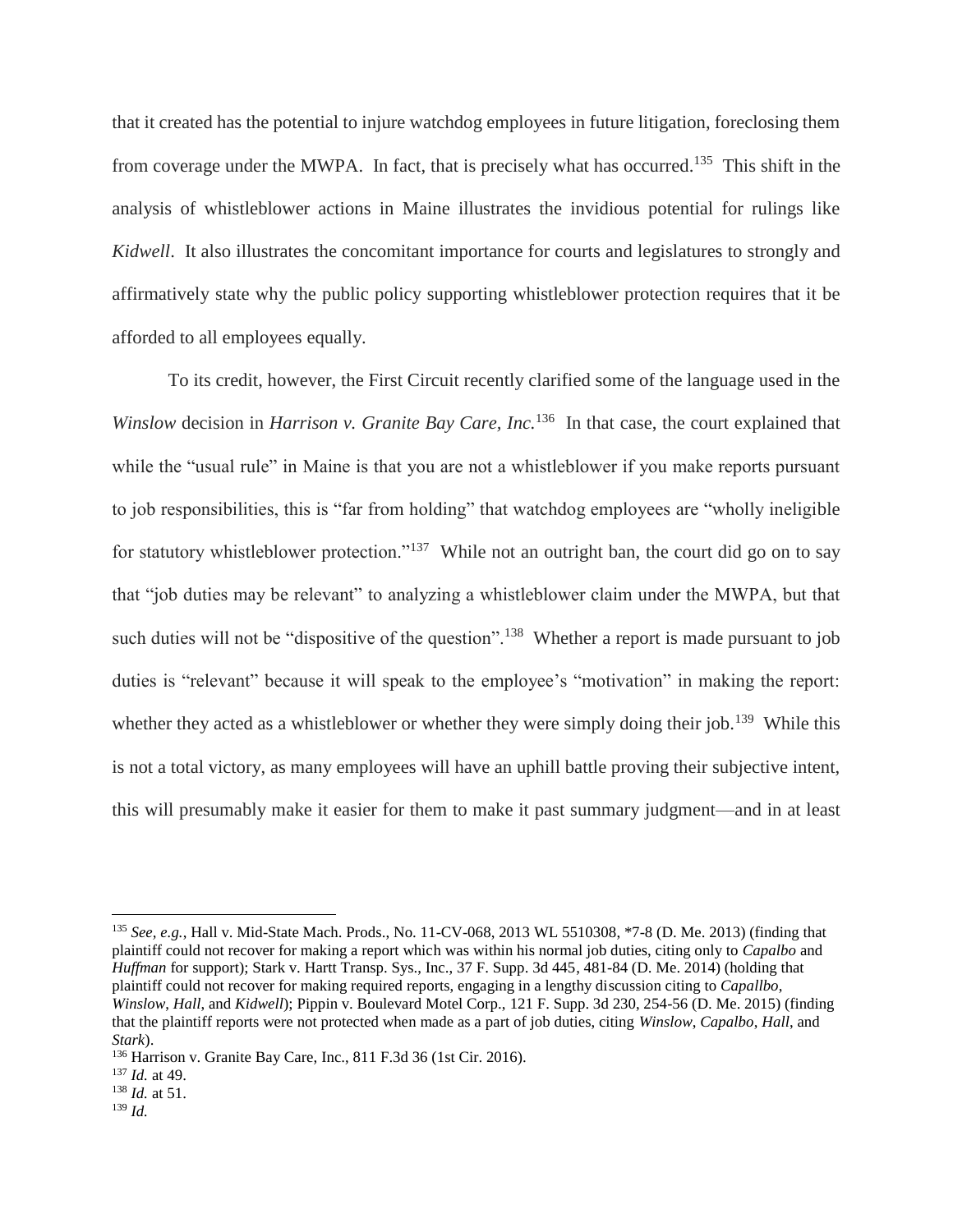that it created has the potential to injure watchdog employees in future litigation, foreclosing them from coverage under the MWPA. In fact, that is precisely what has occurred.[135] This shift in the analysis of whistleblower actions in Maine illustrates the invidious potential for rulings like *Kidwell*. It also illustrates the concomitant importance for courts and legislatures to strongly and affirmatively state why the public policy supporting whistleblower protection requires that it be afforded to all employees equally.

To its credit, however, the First Circuit recently clarified some of the language used in the *Winslow* decision in *Harrison v. Granite Bay Care, Inc.*[136] In that case, the court explained that while the "usual rule" in Maine is that you are not a whistleblower if you make reports pursuant to job responsibilities, this is "far from holding" that watchdog employees are "wholly ineligible for statutory whistleblower protection."[137] While not an outright ban, the court did go on to say that "job duties may be relevant" to analyzing a whistleblower claim under the MWPA, but that such duties will not be "dispositive of the question".[138] Whether a report is made pursuant to job duties is "relevant" because it will speak to the employee's "motivation" in making the report: whether they acted as a whistleblower or whether they were simply doing their job.[139] While this is not a total victory, as many employees will have an uphill battle proving their subjective intent, this will presumably make it easier for them to make it past summary judgment—and in at least

---

[135] *See, e.g.*, Hall v. Mid-State Mach. Prods., No. 11-CV-068, 2013 WL 5510308, *7-8 (D. Me. 2013) (finding that plaintiff could not recover for making a report which was within his normal job duties, citing only to *Capalbo* and *Huffman* for support); Stark v. Hartt Transp. Sys., Inc., 37 F. Supp. 3d 445, 481-84 (D. Me. 2014) (holding that plaintiff could not recover for making required reports, engaging in a lengthy discussion citing to *Capallbo*, *Winslow*, *Hall*, and *Kidwell*); Pippin v. Boulevard Motel Corp., 121 F. Supp. 3d 230, 254-56 (D. Me. 2015) (finding that the plaintiff reports were not protected when made as a part of job duties, citing *Winslow*, *Capalbo*, *Hall*, and *Stark*).

[136] Harrison v. Granite Bay Care, Inc., 811 F.3d 36 (1st Cir. 2016).

[137] *Id.* at 49.

[138] *Id.* at 51.

[139] *Id.*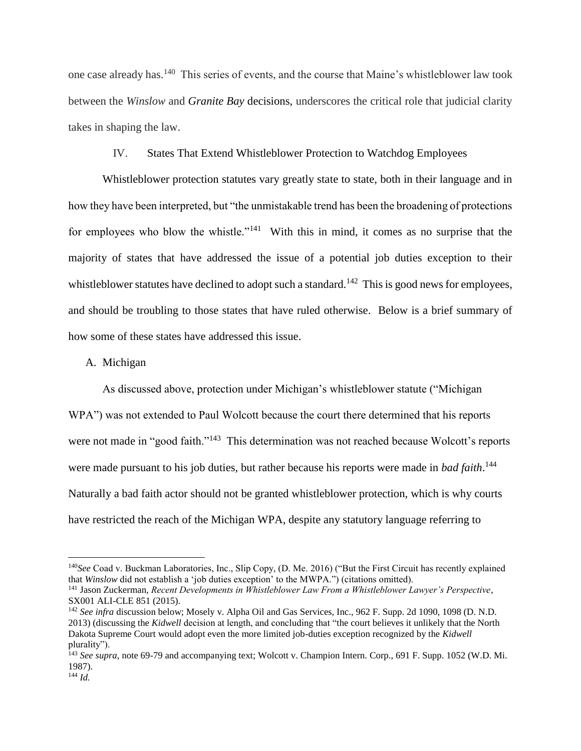one case already has.[140] This series of events, and the course that Maine's whistleblower law took between the *Winslow* and ***Granite Bay*** decisions, underscores the critical role that judicial clarity takes in shaping the law.

## IV. States That Extend Whistleblower Protection to Watchdog Employees

Whistleblower protection statutes vary greatly state to state, both in their language and in how they have been interpreted, but "the unmistakable trend has been the broadening of protections for employees who blow the whistle."[141] With this in mind, it comes as no surprise that the majority of states that have addressed the issue of a potential job duties exception to their whistleblower statutes have declined to adopt such a standard.[142] This is good news for employees, and should be troubling to those states that have ruled otherwise. Below is a brief summary of how some of these states have addressed this issue.

### A. Michigan

As discussed above, protection under Michigan's whistleblower statute ("Michigan WPA") was not extended to Paul Wolcott because the court there determined that his reports were not made in "good faith."[143] This determination was not reached because Wolcott's reports were made pursuant to his job duties, but rather because his reports were made in *bad faith*.[144] Naturally a bad faith actor should not be granted whistleblower protection, which is why courts have restricted the reach of the Michigan WPA, despite any statutory language referring to

---

[140] *See* Coad v. Buckman Laboratories, Inc., Slip Copy, (D. Me. 2016) ("But the First Circuit has recently explained that *Winslow* did not establish a 'job duties exception' to the MWPA.") (citations omitted).

[141] Jason Zuckerman, *Recent Developments in Whistleblower Law From a Whistleblower Lawyer's Perspective*, SX001 ALI-CLE 851 (2015).

[142] *See infra* discussion below; Mosely v. Alpha Oil and Gas Services, Inc., 962 F. Supp. 2d 1090, 1098 (D. N.D. 2013) (discussing the *Kidwell* decision at length, and concluding that "the court believes it unlikely that the North Dakota Supreme Court would adopt even the more limited job-duties exception recognized by the *Kidwell* plurality").

[143] *See supra*, note 69-79 and accompanying text; Wolcott v. Champion Intern. Corp., 691 F. Supp. 1052 (W.D. Mi. 1987).

[144] *Id.*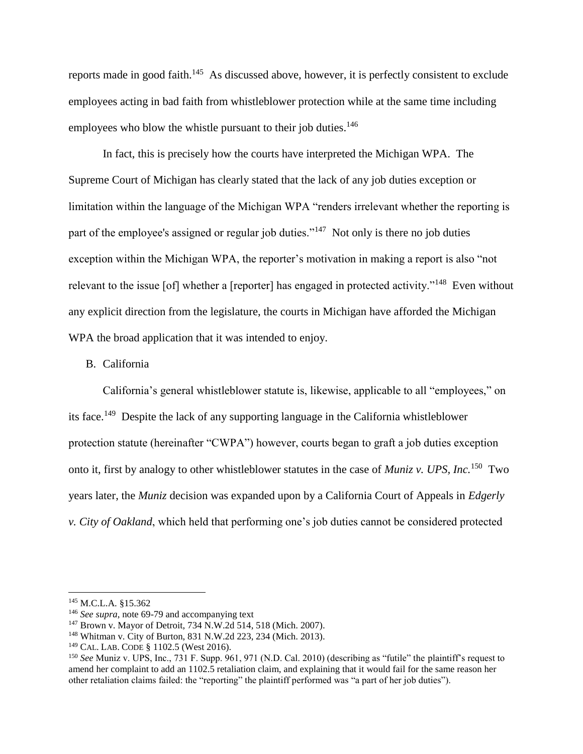reports made in good faith.[145] As discussed above, however, it is perfectly consistent to exclude employees acting in bad faith from whistleblower protection while at the same time including employees who blow the whistle pursuant to their job duties.[146]

In fact, this is precisely how the courts have interpreted the Michigan WPA. The Supreme Court of Michigan has clearly stated that the lack of any job duties exception or limitation within the language of the Michigan WPA "renders irrelevant whether the reporting is part of the employee's assigned or regular job duties."[147] Not only is there no job duties exception within the Michigan WPA, the reporter's motivation in making a report is also "not relevant to the issue [of] whether a [reporter] has engaged in protected activity."[148] Even without any explicit direction from the legislature, the courts in Michigan have afforded the Michigan WPA the broad application that it was intended to enjoy.

B. California

California's general whistleblower statute is, likewise, applicable to all "employees," on its face.[149] Despite the lack of any supporting language in the California whistleblower protection statute (hereinafter "CWPA") however, courts began to graft a job duties exception onto it, first by analogy to other whistleblower statutes in the case of *Muniz v. UPS, Inc.*[150] Two years later, the *Muniz* decision was expanded upon by a California Court of Appeals in *Edgerly v. City of Oakland*, which held that performing one's job duties cannot be considered protected

---

[145] M.C.L.A. §15.362

[146] *See supra*, note 69-79 and accompanying text

[147] Brown v. Mayor of Detroit, 734 N.W.2d 514, 518 (Mich. 2007).

[148] Whitman v. City of Burton, 831 N.W.2d 223, 234 (Mich. 2013).

[149] CAL. LAB. CODE § 1102.5 (West 2016).

[150] *See* Muniz v. UPS, Inc., 731 F. Supp. 961, 971 (N.D. Cal. 2010) (describing as "futile" the plaintiff's request to amend her complaint to add an 1102.5 retaliation claim, and explaining that it would fail for the same reason her other retaliation claims failed: the "reporting" the plaintiff performed was "a part of her job duties").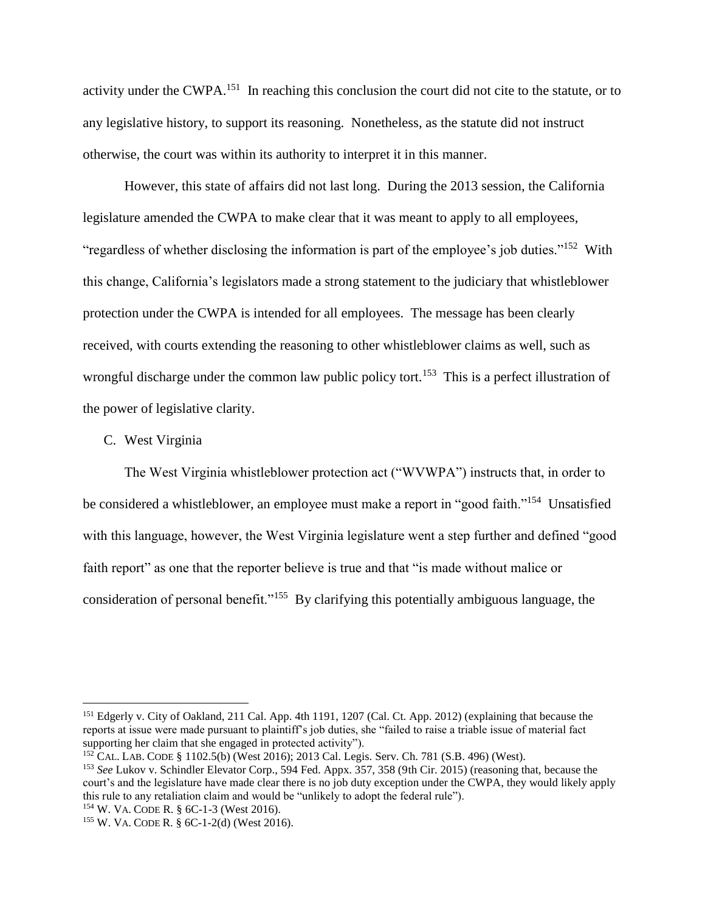activity under the CWPA.[151] In reaching this conclusion the court did not cite to the statute, or to any legislative history, to support its reasoning. Nonetheless, as the statute did not instruct otherwise, the court was within its authority to interpret it in this manner.

However, this state of affairs did not last long. During the 2013 session, the California legislature amended the CWPA to make clear that it was meant to apply to all employees, "regardless of whether disclosing the information is part of the employee's job duties."[152] With this change, California's legislators made a strong statement to the judiciary that whistleblower protection under the CWPA is intended for all employees. The message has been clearly received, with courts extending the reasoning to other whistleblower claims as well, such as wrongful discharge under the common law public policy tort.[153] This is a perfect illustration of the power of legislative clarity.

C. West Virginia

The West Virginia whistleblower protection act ("WVWPA") instructs that, in order to be considered a whistleblower, an employee must make a report in "good faith."[154] Unsatisfied with this language, however, the West Virginia legislature went a step further and defined "good faith report" as one that the reporter believe is true and that "is made without malice or consideration of personal benefit."[155] By clarifying this potentially ambiguous language, the

---

[151] Edgerly v. City of Oakland, 211 Cal. App. 4th 1191, 1207 (Cal. Ct. App. 2012) (explaining that because the reports at issue were made pursuant to plaintiff's job duties, she "failed to raise a triable issue of material fact supporting her claim that she engaged in protected activity").

[152] CAL. LAB. CODE § 1102.5(b) (West 2016); 2013 Cal. Legis. Serv. Ch. 781 (S.B. 496) (West).

[153] *See* Lukov v. Schindler Elevator Corp., 594 Fed. Appx. 357, 358 (9th Cir. 2015) (reasoning that, because the court's and the legislature have made clear there is no job duty exception under the CWPA, they would likely apply this rule to any retaliation claim and would be "unlikely to adopt the federal rule").

[154] W. VA. CODE R. § 6C-1-3 (West 2016).

[155] W. VA. CODE R. § 6C-1-2(d) (West 2016).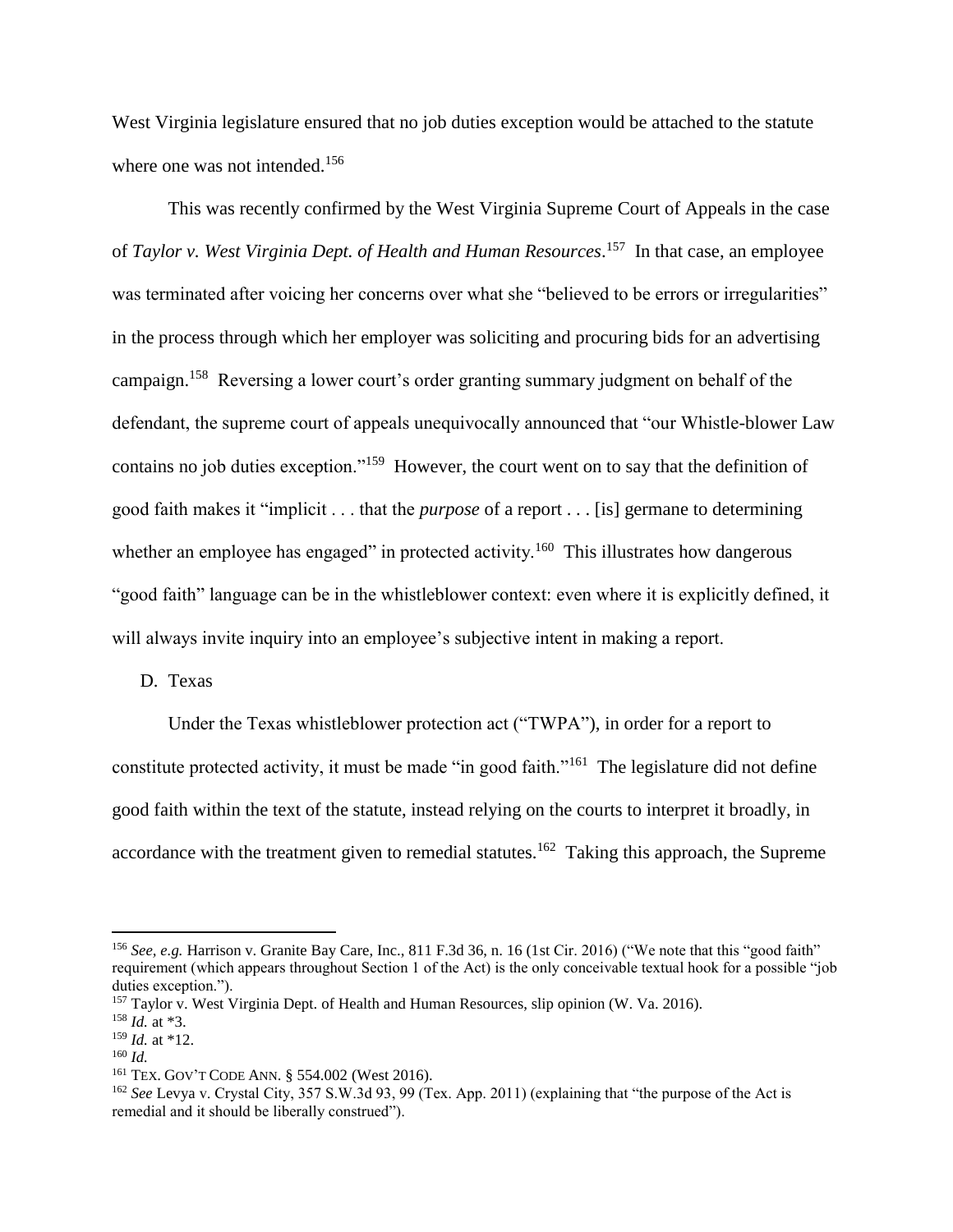West Virginia legislature ensured that no job duties exception would be attached to the statute where one was not intended.[156]

This was recently confirmed by the West Virginia Supreme Court of Appeals in the case of *Taylor v. West Virginia Dept. of Health and Human Resources*.[157] In that case, an employee was terminated after voicing her concerns over what she "believed to be errors or irregularities" in the process through which her employer was soliciting and procuring bids for an advertising campaign.[158] Reversing a lower court's order granting summary judgment on behalf of the defendant, the supreme court of appeals unequivocally announced that "our Whistle-blower Law contains no job duties exception."[159] However, the court went on to say that the definition of good faith makes it "implicit . . . that the *purpose* of a report . . . [is] germane to determining whether an employee has engaged" in protected activity.[160] This illustrates how dangerous "good faith" language can be in the whistleblower context: even where it is explicitly defined, it will always invite inquiry into an employee's subjective intent in making a report.

D. Texas

Under the Texas whistleblower protection act ("TWPA"), in order for a report to constitute protected activity, it must be made "in good faith."[161] The legislature did not define good faith within the text of the statute, instead relying on the courts to interpret it broadly, in accordance with the treatment given to remedial statutes.[162] Taking this approach, the Supreme

---

[156] *See, e.g.* Harrison v. Granite Bay Care, Inc., 811 F.3d 36, n. 16 (1st Cir. 2016) ("We note that this "good faith" requirement (which appears throughout Section 1 of the Act) is the only conceivable textual hook for a possible "job duties exception.").

[157] Taylor v. West Virginia Dept. of Health and Human Resources, slip opinion (W. Va. 2016).

[158] *Id.* at *3.

[159] *Id.* at *12.

[160] *Id.*

[161] TEX. GOV'T CODE ANN. § 554.002 (West 2016).

[162] *See* Levya v. Crystal City, 357 S.W.3d 93, 99 (Tex. App. 2011) (explaining that "the purpose of the Act is remedial and it should be liberally construed").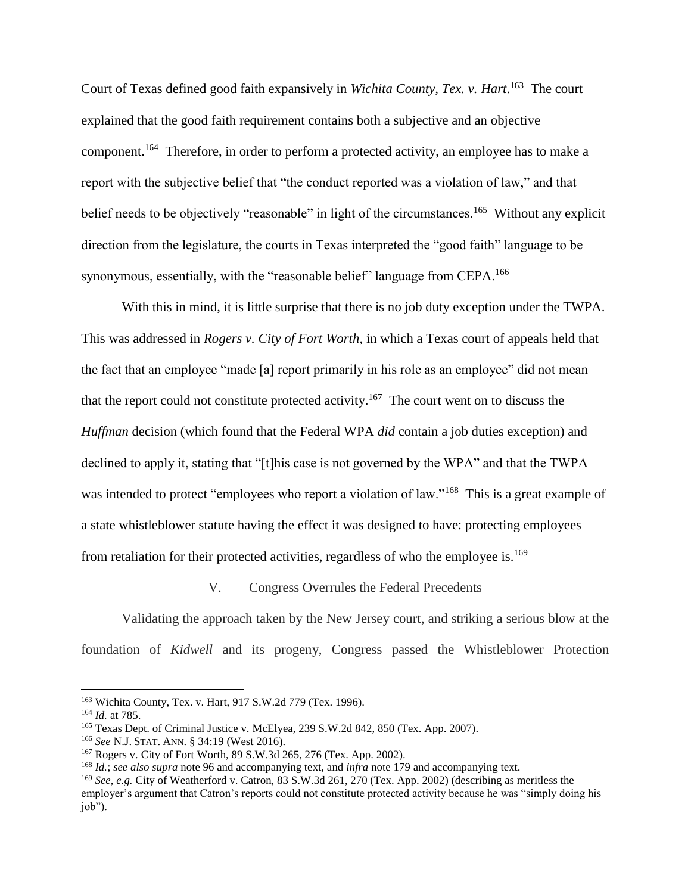Court of Texas defined good faith expansively in *Wichita County, Tex. v. Hart*.[163] The court explained that the good faith requirement contains both a subjective and an objective component.[164] Therefore, in order to perform a protected activity, an employee has to make a report with the subjective belief that "the conduct reported was a violation of law," and that belief needs to be objectively "reasonable" in light of the circumstances.[165] Without any explicit direction from the legislature, the courts in Texas interpreted the "good faith" language to be synonymous, essentially, with the "reasonable belief" language from CEPA.[166]

With this in mind, it is little surprise that there is no job duty exception under the TWPA. This was addressed in *Rogers v. City of Fort Worth*, in which a Texas court of appeals held that the fact that an employee "made [a] report primarily in his role as an employee" did not mean that the report could not constitute protected activity.[167] The court went on to discuss the *Huffman* decision (which found that the Federal WPA *did* contain a job duties exception) and declined to apply it, stating that "[t]his case is not governed by the WPA" and that the TWPA was intended to protect "employees who report a violation of law."[168] This is a great example of a state whistleblower statute having the effect it was designed to have: protecting employees from retaliation for their protected activities, regardless of who the employee is.[169]

## V. Congress Overrules the Federal Precedents

Validating the approach taken by the New Jersey court, and striking a serious blow at the foundation of *Kidwell* and its progeny, Congress passed the Whistleblower Protection

---

[163] Wichita County, Tex. v. Hart, 917 S.W.2d 779 (Tex. 1996).

[164] *Id.* at 785.

[165] Texas Dept. of Criminal Justice v. McElyea, 239 S.W.2d 842, 850 (Tex. App. 2007).

[166] *See* N.J. STAT. ANN. § 34:19 (West 2016).

[167] Rogers v. City of Fort Worth, 89 S.W.3d 265, 276 (Tex. App. 2002).

[168] *Id.*; *see also supra* note 96 and accompanying text, and *infra* note 179 and accompanying text.

[169] *See, e.g.* City of Weatherford v. Catron, 83 S.W.3d 261, 270 (Tex. App. 2002) (describing as meritless the employer's argument that Catron's reports could not constitute protected activity because he was "simply doing his job").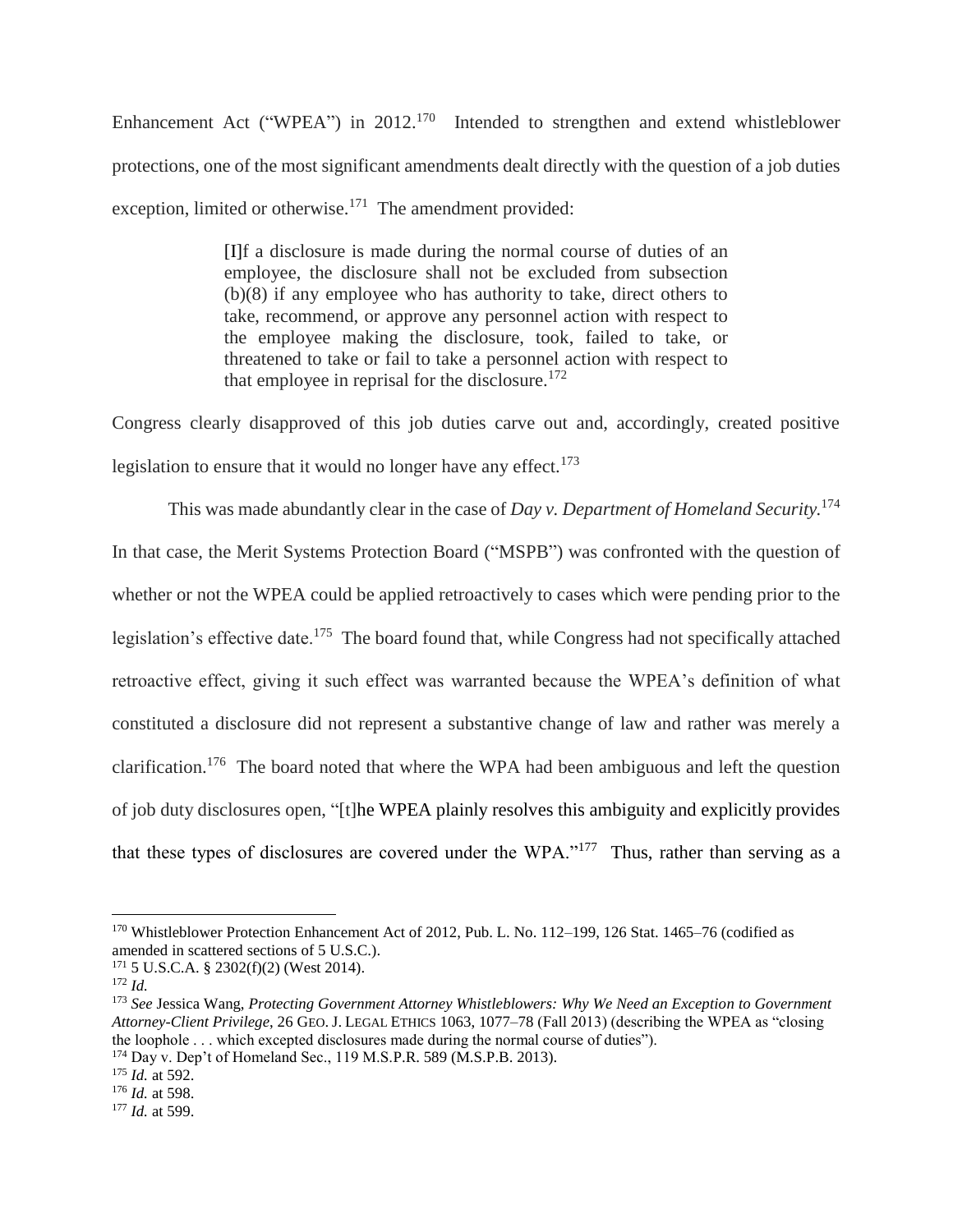Enhancement Act ("WPEA") in 2012.[170] Intended to strengthen and extend whistleblower protections, one of the most significant amendments dealt directly with the question of a job duties exception, limited or otherwise.[171] The amendment provided:

> [I]f a disclosure is made during the normal course of duties of an employee, the disclosure shall not be excluded from subsection (b)(8) if any employee who has authority to take, direct others to take, recommend, or approve any personnel action with respect to the employee making the disclosure, took, failed to take, or threatened to take or fail to take a personnel action with respect to that employee in reprisal for the disclosure.[172]

Congress clearly disapproved of this job duties carve out and, accordingly, created positive legislation to ensure that it would no longer have any effect.[173]

This was made abundantly clear in the case of *Day v. Department of Homeland Security.*[174] In that case, the Merit Systems Protection Board ("MSPB") was confronted with the question of whether or not the WPEA could be applied retroactively to cases which were pending prior to the legislation's effective date.[175] The board found that, while Congress had not specifically attached retroactive effect, giving it such effect was warranted because the WPEA's definition of what constituted a disclosure did not represent a substantive change of law and rather was merely a clarification.[176] The board noted that where the WPA had been ambiguous and left the question of job duty disclosures open, "[t]he WPEA plainly resolves this ambiguity and explicitly provides that these types of disclosures are covered under the WPA."[177] Thus, rather than serving as a

---

[170] Whistleblower Protection Enhancement Act of 2012, Pub. L. No. 112–199, 126 Stat. 1465–76 (codified as amended in scattered sections of 5 U.S.C.).

[171] 5 U.S.C.A. § 2302(f)(2) (West 2014).

[172] *Id.*

[173] *See* Jessica Wang, *Protecting Government Attorney Whistleblowers: Why We Need an Exception to Government Attorney-Client Privilege*, 26 GEO. J. LEGAL ETHICS 1063, 1077–78 (Fall 2013) (describing the WPEA as "closing the loophole . . . which excepted disclosures made during the normal course of duties").

[174] Day v. Dep't of Homeland Sec., 119 M.S.P.R. 589 (M.S.P.B. 2013).

[175] *Id.* at 592.

[176] *Id.* at 598.

[177] *Id.* at 599.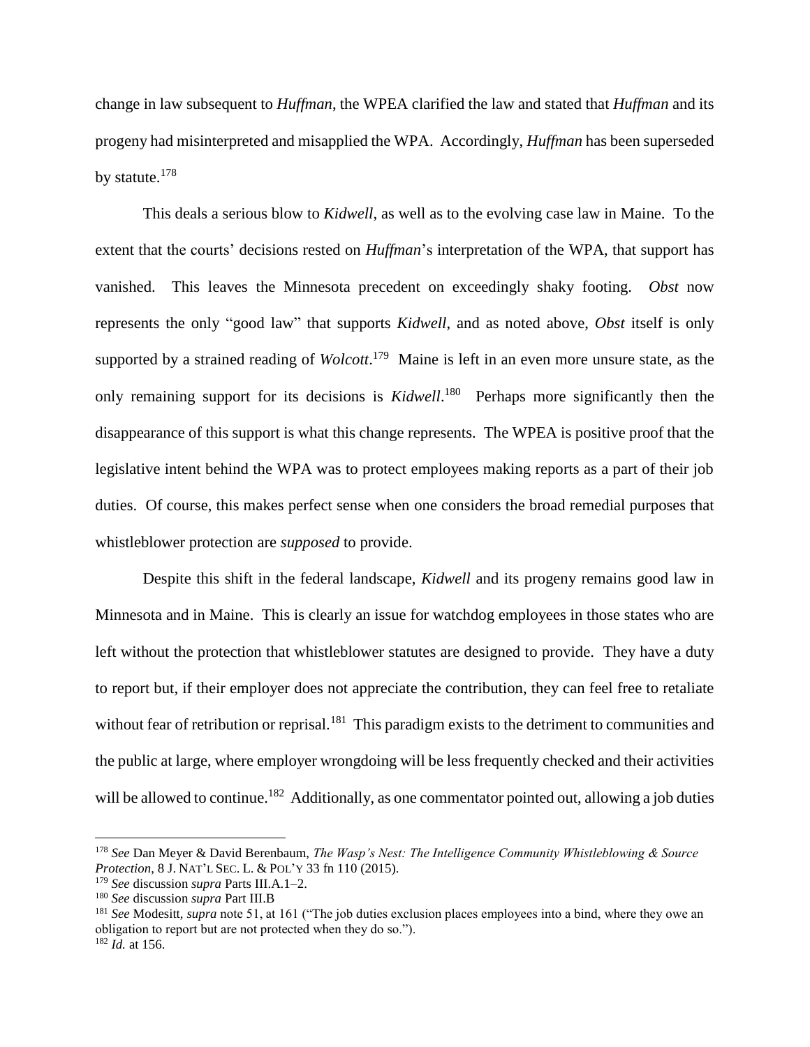change in law subsequent to *Huffman*, the WPEA clarified the law and stated that *Huffman* and its progeny had misinterpreted and misapplied the WPA. Accordingly, *Huffman* has been superseded by statute.[178]

This deals a serious blow to *Kidwell*, as well as to the evolving case law in Maine. To the extent that the courts' decisions rested on *Huffman*'s interpretation of the WPA, that support has vanished. This leaves the Minnesota precedent on exceedingly shaky footing. *Obst* now represents the only "good law" that supports *Kidwell*, and as noted above, *Obst* itself is only supported by a strained reading of *Wolcott*.[179] Maine is left in an even more unsure state, as the only remaining support for its decisions is *Kidwell*.[180] Perhaps more significantly then the disappearance of this support is what this change represents. The WPEA is positive proof that the legislative intent behind the WPA was to protect employees making reports as a part of their job duties. Of course, this makes perfect sense when one considers the broad remedial purposes that whistleblower protection are *supposed* to provide.

Despite this shift in the federal landscape, *Kidwell* and its progeny remains good law in Minnesota and in Maine. This is clearly an issue for watchdog employees in those states who are left without the protection that whistleblower statutes are designed to provide. They have a duty to report but, if their employer does not appreciate the contribution, they can feel free to retaliate without fear of retribution or reprisal.[181] This paradigm exists to the detriment to communities and the public at large, where employer wrongdoing will be less frequently checked and their activities will be allowed to continue.[182] Additionally, as one commentator pointed out, allowing a job duties

---

[178] *See* Dan Meyer & David Berenbaum, *The Wasp's Nest: The Intelligence Community Whistleblowing & Source Protection*, 8 J. NAT'L SEC. L. & POL'Y 33 fn 110 (2015).

[179] *See* discussion *supra* Parts III.A.1–2.

[180] *See* discussion *supra* Part III.B

[181] *See* Modesitt, *supra* note 51, at 161 ("The job duties exclusion places employees into a bind, where they owe an obligation to report but are not protected when they do so.").

[182] *Id.* at 156.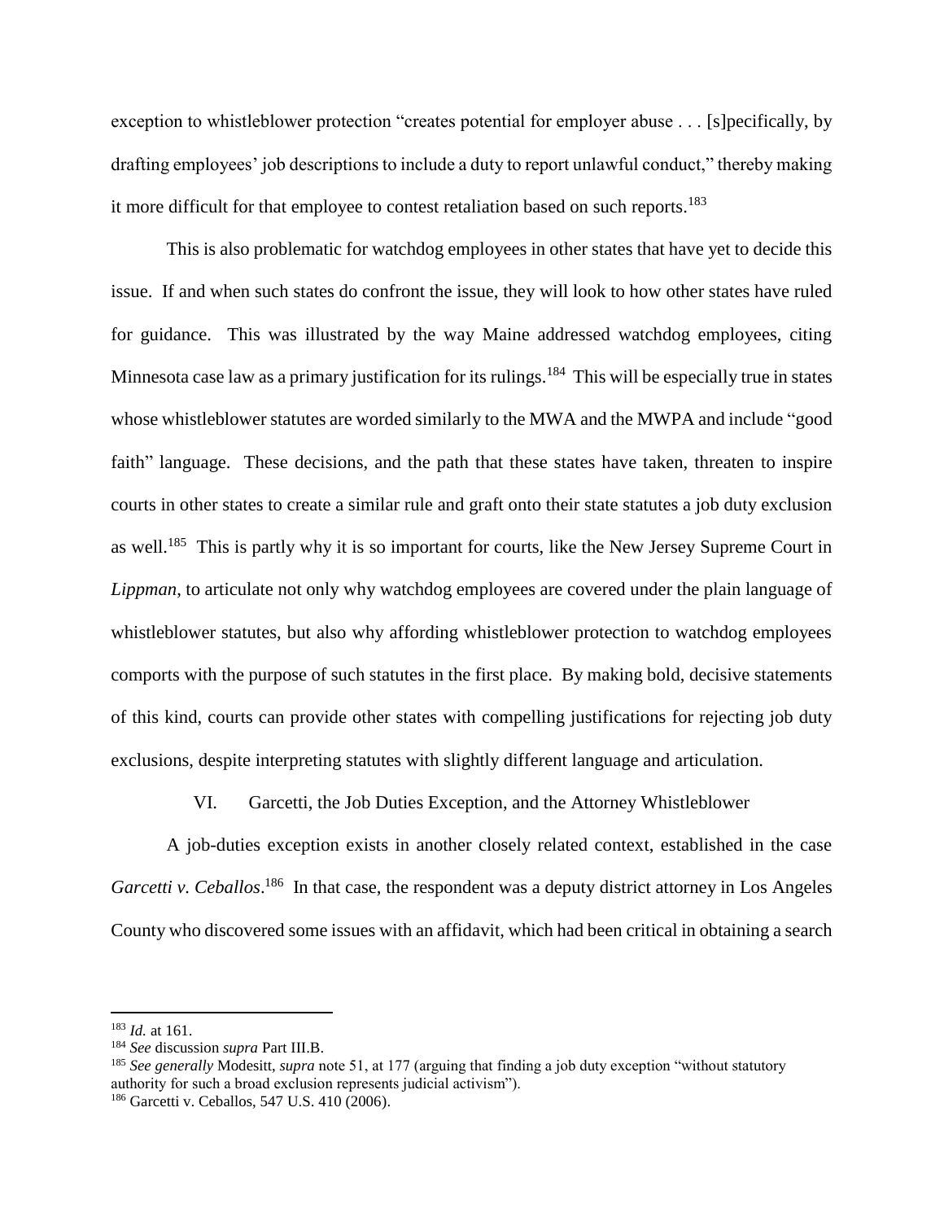exception to whistleblower protection "creates potential for employer abuse . . . [s]pecifically, by drafting employees' job descriptions to include a duty to report unlawful conduct," thereby making it more difficult for that employee to contest retaliation based on such reports.[183]

This is also problematic for watchdog employees in other states that have yet to decide this issue. If and when such states do confront the issue, they will look to how other states have ruled for guidance. This was illustrated by the way Maine addressed watchdog employees, citing Minnesota case law as a primary justification for its rulings.[184] This will be especially true in states whose whistleblower statutes are worded similarly to the MWA and the MWPA and include "good faith" language. These decisions, and the path that these states have taken, threaten to inspire courts in other states to create a similar rule and graft onto their state statutes a job duty exclusion as well.[185] This is partly why it is so important for courts, like the New Jersey Supreme Court in *Lippman*, to articulate not only why watchdog employees are covered under the plain language of whistleblower statutes, but also why affording whistleblower protection to watchdog employees comports with the purpose of such statutes in the first place. By making bold, decisive statements of this kind, courts can provide other states with compelling justifications for rejecting job duty exclusions, despite interpreting statutes with slightly different language and articulation.

## VI. Garcetti, the Job Duties Exception, and the Attorney Whistleblower

A job-duties exception exists in another closely related context, established in the case *Garcetti v. Ceballos*.[186] In that case, the respondent was a deputy district attorney in Los Angeles County who discovered some issues with an affidavit, which had been critical in obtaining a search

---

[183] *Id.* at 161.

[184] *See* discussion *supra* Part III.B.

[185] *See generally* Modesitt, *supra* note 51, at 177 (arguing that finding a job duty exception "without statutory authority for such a broad exclusion represents judicial activism").

[186] Garcetti v. Ceballos, 547 U.S. 410 (2006).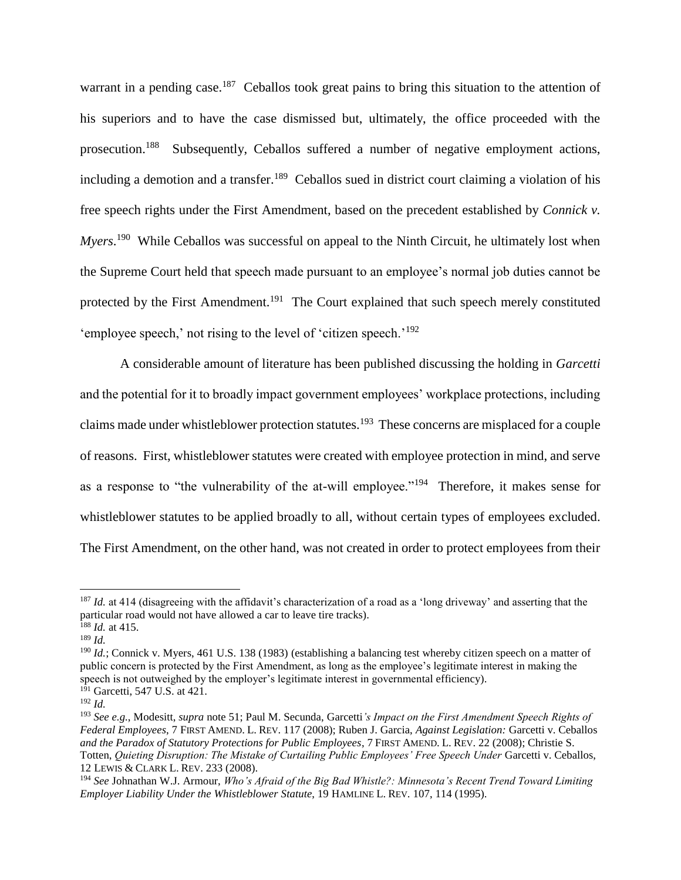warrant in a pending case.[187] Ceballos took great pains to bring this situation to the attention of his superiors and to have the case dismissed but, ultimately, the office proceeded with the prosecution.[188] Subsequently, Ceballos suffered a number of negative employment actions, including a demotion and a transfer.[189] Ceballos sued in district court claiming a violation of his free speech rights under the First Amendment, based on the precedent established by *Connick v. Myers*.[190] While Ceballos was successful on appeal to the Ninth Circuit, he ultimately lost when the Supreme Court held that speech made pursuant to an employee's normal job duties cannot be protected by the First Amendment.[191] The Court explained that such speech merely constituted 'employee speech,' not rising to the level of 'citizen speech.'[192]

A considerable amount of literature has been published discussing the holding in *Garcetti* and the potential for it to broadly impact government employees' workplace protections, including claims made under whistleblower protection statutes.[193] These concerns are misplaced for a couple of reasons. First, whistleblower statutes were created with employee protection in mind, and serve as a response to "the vulnerability of the at-will employee."[194] Therefore, it makes sense for whistleblower statutes to be applied broadly to all, without certain types of employees excluded. The First Amendment, on the other hand, was not created in order to protect employees from their

---

[187] *Id.* at 414 (disagreeing with the affidavit's characterization of a road as a 'long driveway' and asserting that the particular road would not have allowed a car to leave tire tracks).

[188] *Id.* at 415.

[189] *Id.*

[190] *Id.*; Connick v. Myers, 461 U.S. 138 (1983) (establishing a balancing test whereby citizen speech on a matter of public concern is protected by the First Amendment, as long as the employee's legitimate interest in making the speech is not outweighed by the employer's legitimate interest in governmental efficiency).

[191] Garcetti, 547 U.S. at 421.

[192] *Id.*

[193] *See e.g.*, Modesitt, *supra* note 51; Paul M. Secunda, Garcetti*'s Impact on the First Amendment Speech Rights of Federal Employees*, 7 FIRST AMEND. L. REV. 117 (2008); Ruben J. Garcia, *Against Legislation:* Garcetti v. Ceballos *and the Paradox of Statutory Protections for Public Employees*, 7 FIRST AMEND. L. REV. 22 (2008); Christie S. Totten, *Quieting Disruption: The Mistake of Curtailing Public Employees' Free Speech Under* Garcetti v. Ceballos, 12 LEWIS & CLARK L. REV. 233 (2008).

[194] *See* Johnathan W.J. Armour, *Who's Afraid of the Big Bad Whistle?: Minnesota's Recent Trend Toward Limiting Employer Liability Under the Whistleblower Statute*, 19 HAMLINE L. REV. 107, 114 (1995).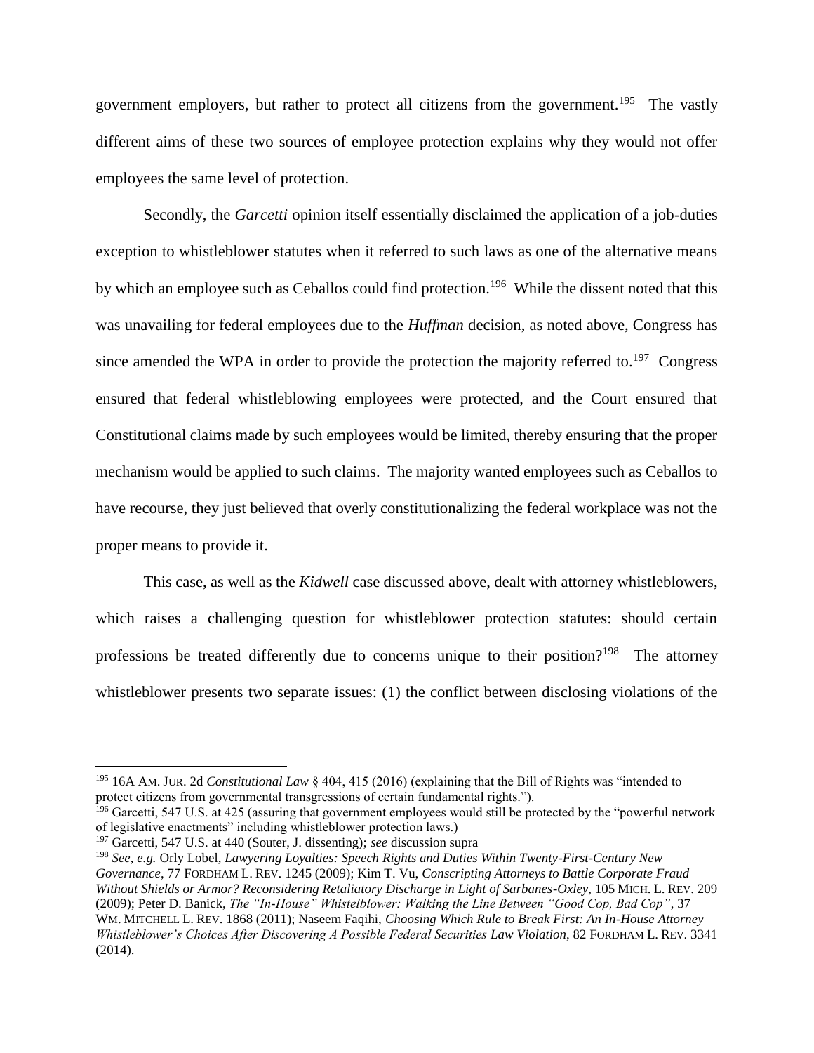government employers, but rather to protect all citizens from the government.[195] The vastly different aims of these two sources of employee protection explains why they would not offer employees the same level of protection.

Secondly, the *Garcetti* opinion itself essentially disclaimed the application of a job-duties exception to whistleblower statutes when it referred to such laws as one of the alternative means by which an employee such as Ceballos could find protection.[196] While the dissent noted that this was unavailing for federal employees due to the *Huffman* decision, as noted above, Congress has since amended the WPA in order to provide the protection the majority referred to.[197] Congress ensured that federal whistleblowing employees were protected, and the Court ensured that Constitutional claims made by such employees would be limited, thereby ensuring that the proper mechanism would be applied to such claims. The majority wanted employees such as Ceballos to have recourse, they just believed that overly constitutionalizing the federal workplace was not the proper means to provide it.

This case, as well as the *Kidwell* case discussed above, dealt with attorney whistleblowers, which raises a challenging question for whistleblower protection statutes: should certain professions be treated differently due to concerns unique to their position?[198] The attorney whistleblower presents two separate issues: (1) the conflict between disclosing violations of the

---

[195] 16A AM. JUR. 2d *Constitutional Law* § 404, 415 (2016) (explaining that the Bill of Rights was "intended to protect citizens from governmental transgressions of certain fundamental rights.").

[196] Garcetti, 547 U.S. at 425 (assuring that government employees would still be protected by the "powerful network of legislative enactments" including whistleblower protection laws.)

[197] Garcetti, 547 U.S. at 440 (Souter, J. dissenting); *see* discussion supra

[198] *See, e.g.* Orly Lobel, *Lawyering Loyalties: Speech Rights and Duties Within Twenty-First-Century New Governance*, 77 FORDHAM L. REV. 1245 (2009); Kim T. Vu, *Conscripting Attorneys to Battle Corporate Fraud Without Shields or Armor? Reconsidering Retaliatory Discharge in Light of Sarbanes-Oxley*, 105 MICH. L. REV. 209 (2009); Peter D. Banick, *The "In-House" Whistelblower: Walking the Line Between "Good Cop, Bad Cop"*, 37 WM. MITCHELL L. REV. 1868 (2011); Naseem Faqihi, *Choosing Which Rule to Break First: An In-House Attorney Whistleblower's Choices After Discovering A Possible Federal Securities Law Violation*, 82 FORDHAM L. REV. 3341 (2014).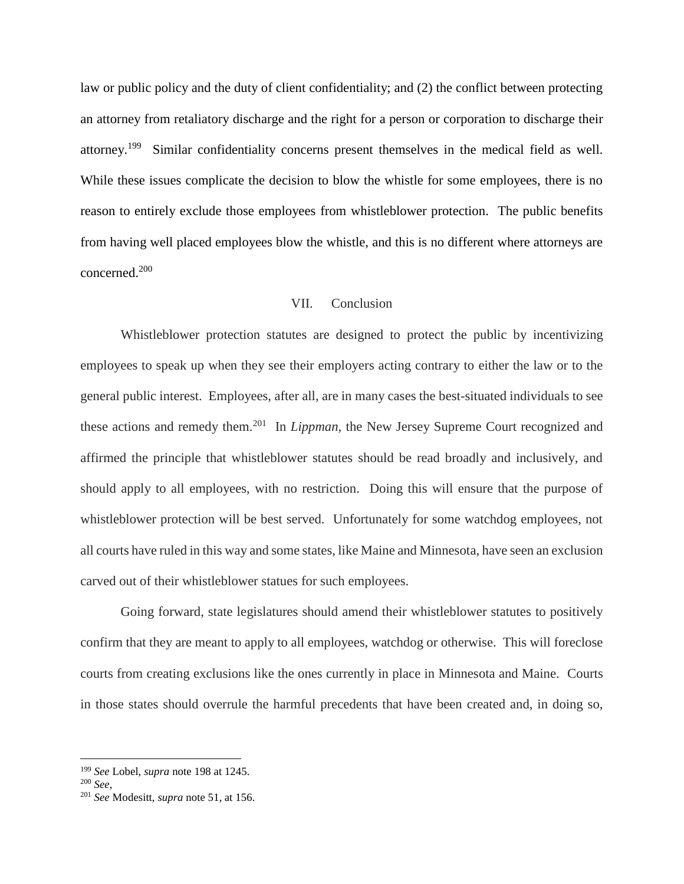law or public policy and the duty of client confidentiality; and (2) the conflict between protecting an attorney from retaliatory discharge and the right for a person or corporation to discharge their attorney.[199] Similar confidentiality concerns present themselves in the medical field as well. While these issues complicate the decision to blow the whistle for some employees, there is no reason to entirely exclude those employees from whistleblower protection. The public benefits from having well placed employees blow the whistle, and this is no different where attorneys are concerned.[200]

## VII. Conclusion

Whistleblower protection statutes are designed to protect the public by incentivizing employees to speak up when they see their employers acting contrary to either the law or to the general public interest. Employees, after all, are in many cases the best-situated individuals to see these actions and remedy them.[201] In *Lippman*, the New Jersey Supreme Court recognized and affirmed the principle that whistleblower statutes should be read broadly and inclusively, and should apply to all employees, with no restriction. Doing this will ensure that the purpose of whistleblower protection will be best served. Unfortunately for some watchdog employees, not all courts have ruled in this way and some states, like Maine and Minnesota, have seen an exclusion carved out of their whistleblower statues for such employees.

Going forward, state legislatures should amend their whistleblower statutes to positively confirm that they are meant to apply to all employees, watchdog or otherwise. This will foreclose courts from creating exclusions like the ones currently in place in Minnesota and Maine. Courts in those states should overrule the harmful precedents that have been created and, in doing so,

---

[199] *See* Lobel, *supra* note 198 at 1245.

[200] *See*,

[201] *See* Modesitt, *supra* note 51, at 156.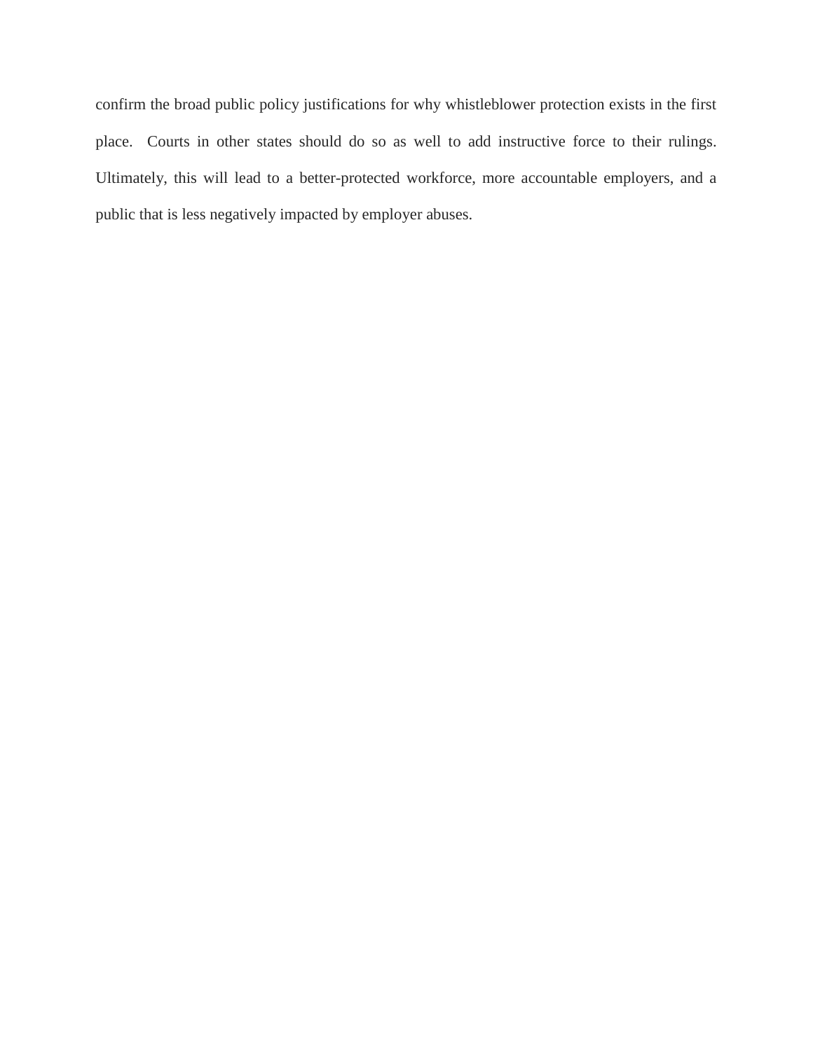confirm the broad public policy justifications for why whistleblower protection exists in the first place. Courts in other states should do so as well to add instructive force to their rulings. Ultimately, this will lead to a better-protected workforce, more accountable employers, and a public that is less negatively impacted by employer abuses.